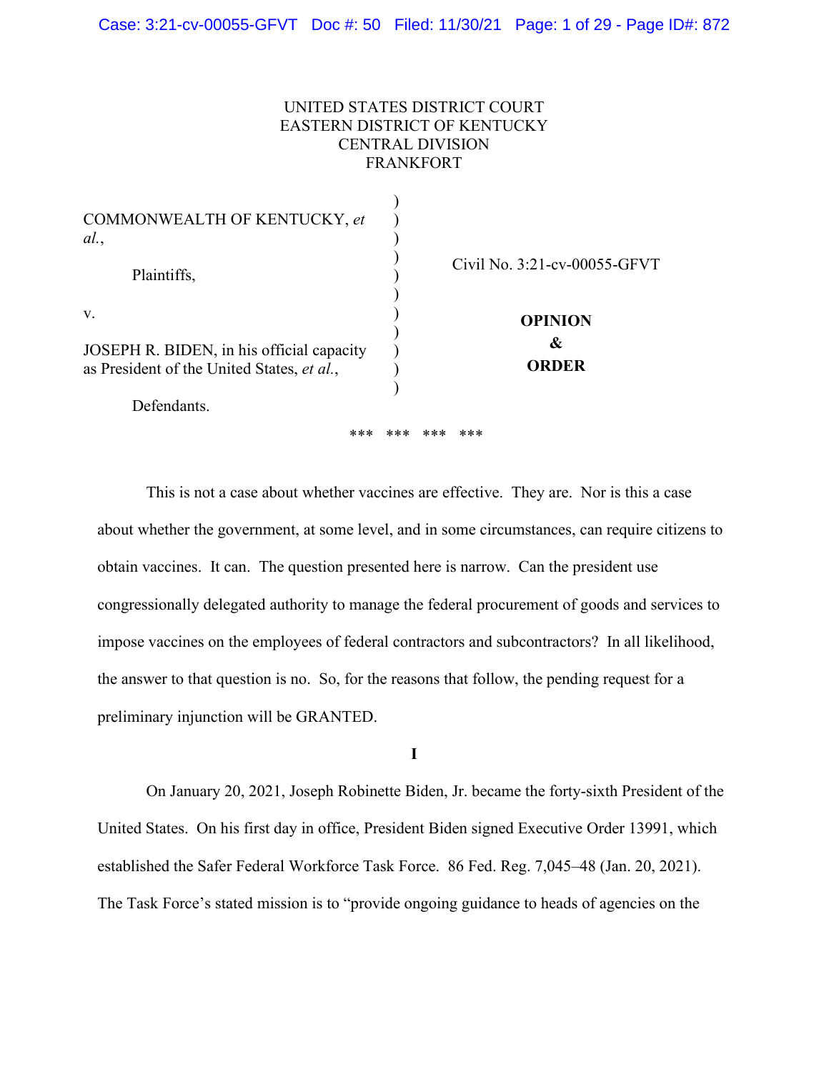UNITED STATES DISTRICT COURT
EASTERN DISTRICT OF KENTUCKY
CENTRAL DIVISION
FRANKFORT

COMMONWEALTH OF KENTUCKY, *et al.*,

Plaintiffs,

v.

JOSEPH R. BIDEN, in his official capacity as President of the United States, *et al.*,

Defendants.

Civil No. 3:21-cv-00055-GFVT

**OPINION & ORDER**

\*\*\* \*\*\* \*\*\* \*\*\*

This is not a case about whether vaccines are effective. They are. Nor is this a case about whether the government, at some level, and in some circumstances, can require citizens to obtain vaccines. It can. The question presented here is narrow. Can the president use congressionally delegated authority to manage the federal procurement of goods and services to impose vaccines on the employees of federal contractors and subcontractors? In all likelihood, the answer to that question is no. So, for the reasons that follow, the pending request for a preliminary injunction will be GRANTED.

**I**

On January 20, 2021, Joseph Robinette Biden, Jr. became the forty-sixth President of the United States. On his first day in office, President Biden signed Executive Order 13991, which established the Safer Federal Workforce Task Force. 86 Fed. Reg. 7,045–48 (Jan. 20, 2021). The Task Force's stated mission is to "provide ongoing guidance to heads of agencies on the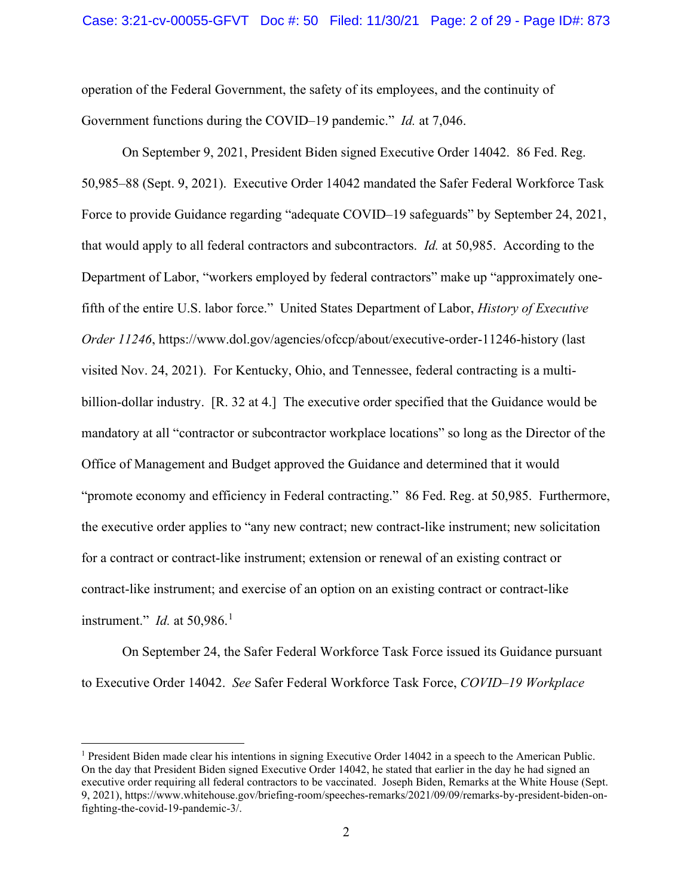operation of the Federal Government, the safety of its employees, and the continuity of Government functions during the COVID–19 pandemic." *Id.* at 7,046.

On September 9, 2021, President Biden signed Executive Order 14042. 86 Fed. Reg. 50,985–88 (Sept. 9, 2021). Executive Order 14042 mandated the Safer Federal Workforce Task Force to provide Guidance regarding "adequate COVID–19 safeguards" by September 24, 2021, that would apply to all federal contractors and subcontractors. *Id.* at 50,985. According to the Department of Labor, "workers employed by federal contractors" make up "approximately one-fifth of the entire U.S. labor force." United States Department of Labor, *History of Executive Order 11246*, https://www.dol.gov/agencies/ofccp/about/executive-order-11246-history (last visited Nov. 24, 2021). For Kentucky, Ohio, and Tennessee, federal contracting is a multi-billion-dollar industry. [R. 32 at 4.] The executive order specified that the Guidance would be mandatory at all "contractor or subcontractor workplace locations" so long as the Director of the Office of Management and Budget approved the Guidance and determined that it would "promote economy and efficiency in Federal contracting." 86 Fed. Reg. at 50,985. Furthermore, the executive order applies to "any new contract; new contract-like instrument; new solicitation for a contract or contract-like instrument; extension or renewal of an existing contract or contract-like instrument; and exercise of an option on an existing contract or contract-like instrument." *Id.* at 50,986.[1]

On September 24, the Safer Federal Workforce Task Force issued its Guidance pursuant to Executive Order 14042. *See* Safer Federal Workforce Task Force, *COVID–19 Workplace*

[1] President Biden made clear his intentions in signing Executive Order 14042 in a speech to the American Public. On the day that President Biden signed Executive Order 14042, he stated that earlier in the day he had signed an executive order requiring all federal contractors to be vaccinated. Joseph Biden, Remarks at the White House (Sept. 9, 2021), https://www.whitehouse.gov/briefing-room/speeches-remarks/2021/09/09/remarks-by-president-biden-on-fighting-the-covid-19-pandemic-3/.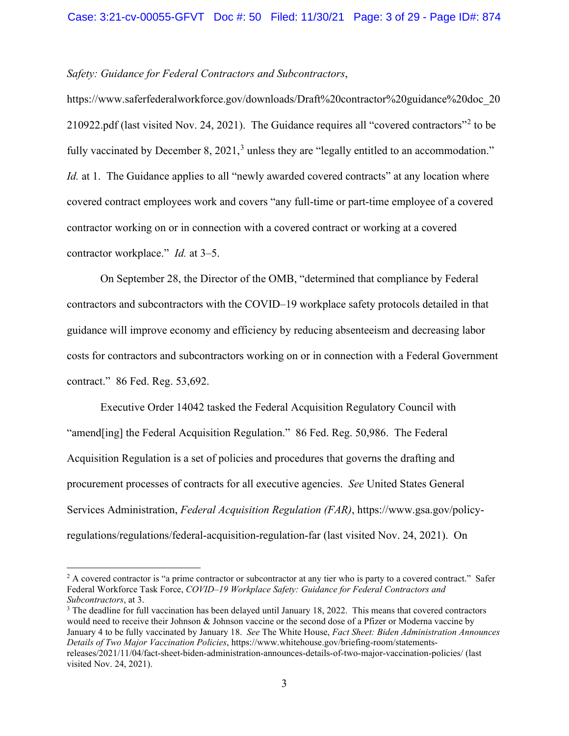*Safety: Guidance for Federal Contractors and Subcontractors*, https://www.saferfederalworkforce.gov/downloads/Draft%20contractor%20guidance%20doc_20210922.pdf (last visited Nov. 24, 2021). The Guidance requires all "covered contractors"[2] to be fully vaccinated by December 8, 2021,[3] unless they are "legally entitled to an accommodation." *Id.* at 1. The Guidance applies to all "newly awarded covered contracts" at any location where covered contract employees work and covers "any full-time or part-time employee of a covered contractor working on or in connection with a covered contract or working at a covered contractor workplace." *Id.* at 3–5.

On September 28, the Director of the OMB, "determined that compliance by Federal contractors and subcontractors with the COVID–19 workplace safety protocols detailed in that guidance will improve economy and efficiency by reducing absenteeism and decreasing labor costs for contractors and subcontractors working on or in connection with a Federal Government contract." 86 Fed. Reg. 53,692.

Executive Order 14042 tasked the Federal Acquisition Regulatory Council with "amend[ing] the Federal Acquisition Regulation." 86 Fed. Reg. 50,986. The Federal Acquisition Regulation is a set of policies and procedures that governs the drafting and procurement processes of contracts for all executive agencies. *See* United States General Services Administration, *Federal Acquisition Regulation (FAR)*, https://www.gsa.gov/policy-regulations/regulations/federal-acquisition-regulation-far (last visited Nov. 24, 2021). On

---

[2] A covered contractor is "a prime contractor or subcontractor at any tier who is party to a covered contract." Safer Federal Workforce Task Force, *COVID–19 Workplace Safety: Guidance for Federal Contractors and Subcontractors*, at 3.

[3] The deadline for full vaccination has been delayed until January 18, 2022. This means that covered contractors would need to receive their Johnson & Johnson vaccine or the second dose of a Pfizer or Moderna vaccine by January 4 to be fully vaccinated by January 18. *See* The White House, *Fact Sheet: Biden Administration Announces Details of Two Major Vaccination Policies*, https://www.whitehouse.gov/briefing-room/statements-releases/2021/11/04/fact-sheet-biden-administration-announces-details-of-two-major-vaccination-policies/ (last visited Nov. 24, 2021).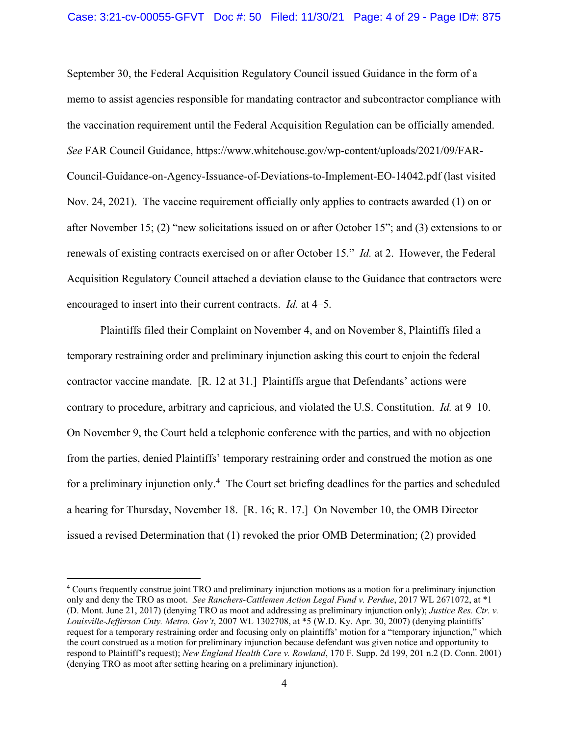September 30, the Federal Acquisition Regulatory Council issued Guidance in the form of a memo to assist agencies responsible for mandating contractor and subcontractor compliance with the vaccination requirement until the Federal Acquisition Regulation can be officially amended. *See* FAR Council Guidance, https://www.whitehouse.gov/wp-content/uploads/2021/09/FAR-Council-Guidance-on-Agency-Issuance-of-Deviations-to-Implement-EO-14042.pdf (last visited Nov. 24, 2021). The vaccine requirement officially only applies to contracts awarded (1) on or after November 15; (2) "new solicitations issued on or after October 15"; and (3) extensions to or renewals of existing contracts exercised on or after October 15." *Id.* at 2. However, the Federal Acquisition Regulatory Council attached a deviation clause to the Guidance that contractors were encouraged to insert into their current contracts. *Id.* at 4–5.

Plaintiffs filed their Complaint on November 4, and on November 8, Plaintiffs filed a temporary restraining order and preliminary injunction asking this court to enjoin the federal contractor vaccine mandate. [R. 12 at 31.] Plaintiffs argue that Defendants' actions were contrary to procedure, arbitrary and capricious, and violated the U.S. Constitution. *Id.* at 9–10. On November 9, the Court held a telephonic conference with the parties, and with no objection from the parties, denied Plaintiffs' temporary restraining order and construed the motion as one for a preliminary injunction only.[4] The Court set briefing deadlines for the parties and scheduled a hearing for Thursday, November 18. [R. 16; R. 17.] On November 10, the OMB Director issued a revised Determination that (1) revoked the prior OMB Determination; (2) provided

---

[4] Courts frequently construe joint TRO and preliminary injunction motions as a motion for a preliminary injunction only and deny the TRO as moot. *See Ranchers-Cattlemen Action Legal Fund v. Perdue*, 2017 WL 2671072, at *1 (D. Mont. June 21, 2017) (denying TRO as moot and addressing as preliminary injunction only); *Justice Res. Ctr. v. Louisville-Jefferson Cnty. Metro. Gov't*, 2007 WL 1302708, at *5 (W.D. Ky. Apr. 30, 2007) (denying plaintiffs' request for a temporary restraining order and focusing only on plaintiffs' motion for a "temporary injunction," which the court construed as a motion for preliminary injunction because defendant was given notice and opportunity to respond to Plaintiff's request); *New England Health Care v. Rowland*, 170 F. Supp. 2d 199, 201 n.2 (D. Conn. 2001) (denying TRO as moot after setting hearing on a preliminary injunction).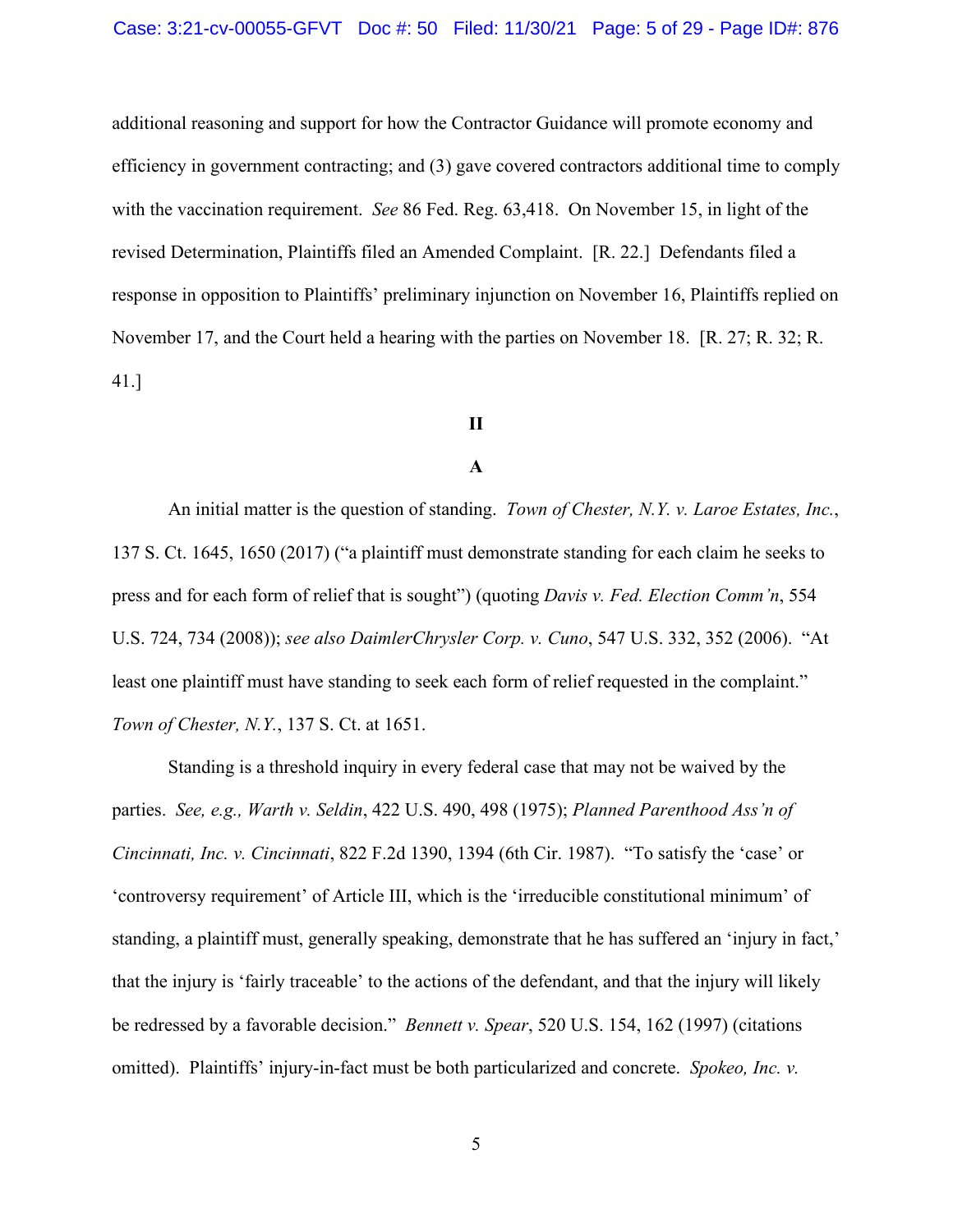additional reasoning and support for how the Contractor Guidance will promote economy and efficiency in government contracting; and (3) gave covered contractors additional time to comply with the vaccination requirement. *See* 86 Fed. Reg. 63,418. On November 15, in light of the revised Determination, Plaintiffs filed an Amended Complaint. [R. 22.] Defendants filed a response in opposition to Plaintiffs' preliminary injunction on November 16, Plaintiffs replied on November 17, and the Court held a hearing with the parties on November 18. [R. 27; R. 32; R. 41.]

## II

### A

An initial matter is the question of standing. *Town of Chester, N.Y. v. Laroe Estates, Inc.*, 137 S. Ct. 1645, 1650 (2017) ("a plaintiff must demonstrate standing for each claim he seeks to press and for each form of relief that is sought") (quoting *Davis v. Fed. Election Comm'n*, 554 U.S. 724, 734 (2008)); *see also DaimlerChrysler Corp. v. Cuno*, 547 U.S. 332, 352 (2006). "At least one plaintiff must have standing to seek each form of relief requested in the complaint." *Town of Chester, N.Y.*, 137 S. Ct. at 1651.

Standing is a threshold inquiry in every federal case that may not be waived by the parties. *See, e.g., Warth v. Seldin*, 422 U.S. 490, 498 (1975); *Planned Parenthood Ass'n of Cincinnati, Inc. v. Cincinnati*, 822 F.2d 1390, 1394 (6th Cir. 1987). "To satisfy the 'case' or 'controversy requirement' of Article III, which is the 'irreducible constitutional minimum' of standing, a plaintiff must, generally speaking, demonstrate that he has suffered an 'injury in fact,' that the injury is 'fairly traceable' to the actions of the defendant, and that the injury will likely be redressed by a favorable decision." *Bennett v. Spear*, 520 U.S. 154, 162 (1997) (citations omitted). Plaintiffs' injury-in-fact must be both particularized and concrete. *Spokeo, Inc. v.*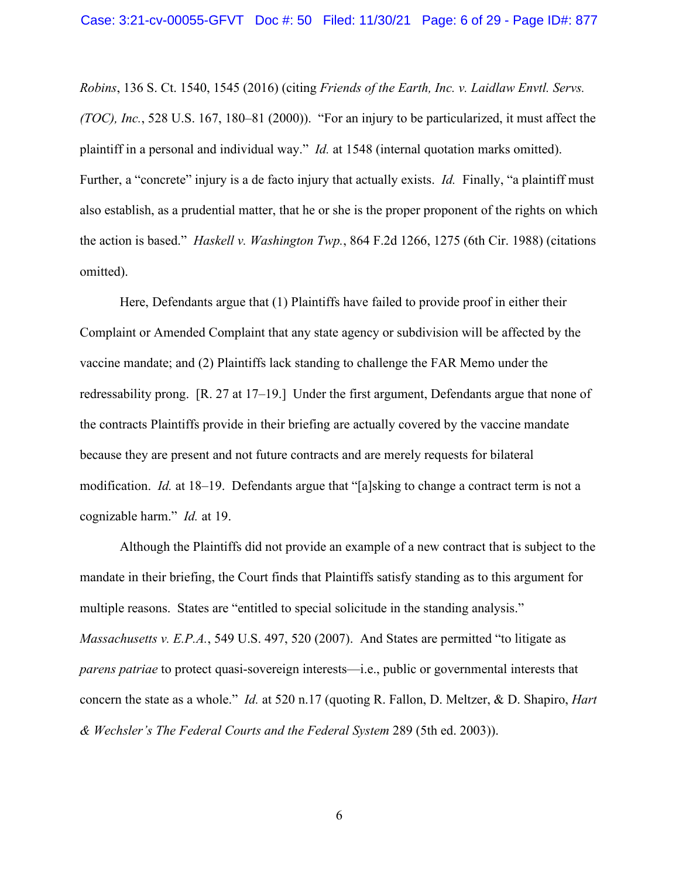*Robins*, 136 S. Ct. 1540, 1545 (2016) (citing *Friends of the Earth, Inc. v. Laidlaw Envtl. Servs. (TOC), Inc.*, 528 U.S. 167, 180–81 (2000)). "For an injury to be particularized, it must affect the plaintiff in a personal and individual way." *Id.* at 1548 (internal quotation marks omitted). Further, a "concrete" injury is a de facto injury that actually exists. *Id.* Finally, "a plaintiff must also establish, as a prudential matter, that he or she is the proper proponent of the rights on which the action is based." *Haskell v. Washington Twp.*, 864 F.2d 1266, 1275 (6th Cir. 1988) (citations omitted).

Here, Defendants argue that (1) Plaintiffs have failed to provide proof in either their Complaint or Amended Complaint that any state agency or subdivision will be affected by the vaccine mandate; and (2) Plaintiffs lack standing to challenge the FAR Memo under the redressability prong. [R. 27 at 17–19.] Under the first argument, Defendants argue that none of the contracts Plaintiffs provide in their briefing are actually covered by the vaccine mandate because they are present and not future contracts and are merely requests for bilateral modification. *Id.* at 18–19. Defendants argue that "[a]sking to change a contract term is not a cognizable harm." *Id.* at 19.

Although the Plaintiffs did not provide an example of a new contract that is subject to the mandate in their briefing, the Court finds that Plaintiffs satisfy standing as to this argument for multiple reasons. States are "entitled to special solicitude in the standing analysis." *Massachusetts v. E.P.A.*, 549 U.S. 497, 520 (2007). And States are permitted "to litigate as *parens patriae* to protect quasi-sovereign interests—i.e., public or governmental interests that concern the state as a whole." *Id.* at 520 n.17 (quoting R. Fallon, D. Meltzer, & D. Shapiro, *Hart & Wechsler's The Federal Courts and the Federal System* 289 (5th ed. 2003)).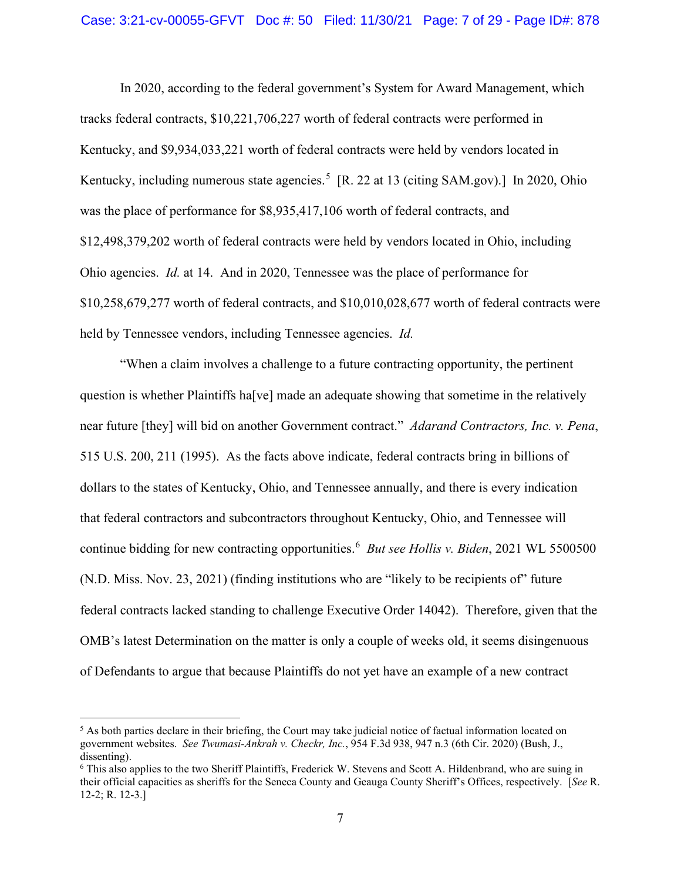In 2020, according to the federal government's System for Award Management, which tracks federal contracts, $10,221,706,227 worth of federal contracts were performed in Kentucky, and $9,934,033,221 worth of federal contracts were held by vendors located in Kentucky, including numerous state agencies.[5] [R. 22 at 13 (citing SAM.gov).] In 2020, Ohio was the place of performance for $8,935,417,106 worth of federal contracts, and $12,498,379,202 worth of federal contracts were held by vendors located in Ohio, including Ohio agencies. *Id.* at 14. And in 2020, Tennessee was the place of performance for $10,258,679,277 worth of federal contracts, and $10,010,028,677 worth of federal contracts were held by Tennessee vendors, including Tennessee agencies. *Id.*

"When a claim involves a challenge to a future contracting opportunity, the pertinent question is whether Plaintiffs ha[ve] made an adequate showing that sometime in the relatively near future [they] will bid on another Government contract." *Adarand Contractors, Inc. v. Pena*, 515 U.S. 200, 211 (1995). As the facts above indicate, federal contracts bring in billions of dollars to the states of Kentucky, Ohio, and Tennessee annually, and there is every indication that federal contractors and subcontractors throughout Kentucky, Ohio, and Tennessee will continue bidding for new contracting opportunities.[6] *But see Hollis v. Biden*, 2021 WL 5500500 (N.D. Miss. Nov. 23, 2021) (finding institutions who are "likely to be recipients of" future federal contracts lacked standing to challenge Executive Order 14042). Therefore, given that the OMB's latest Determination on the matter is only a couple of weeks old, it seems disingenuous of Defendants to argue that because Plaintiffs do not yet have an example of a new contract

---

[5] As both parties declare in their briefing, the Court may take judicial notice of factual information located on government websites. *See Twumasi-Ankrah v. Checkr, Inc.*, 954 F.3d 938, 947 n.3 (6th Cir. 2020) (Bush, J., dissenting).

[6] This also applies to the two Sheriff Plaintiffs, Frederick W. Stevens and Scott A. Hildenbrand, who are suing in their official capacities as sheriffs for the Seneca County and Geauga County Sheriff's Offices, respectively. [*See* R. 12-2; R. 12-3.]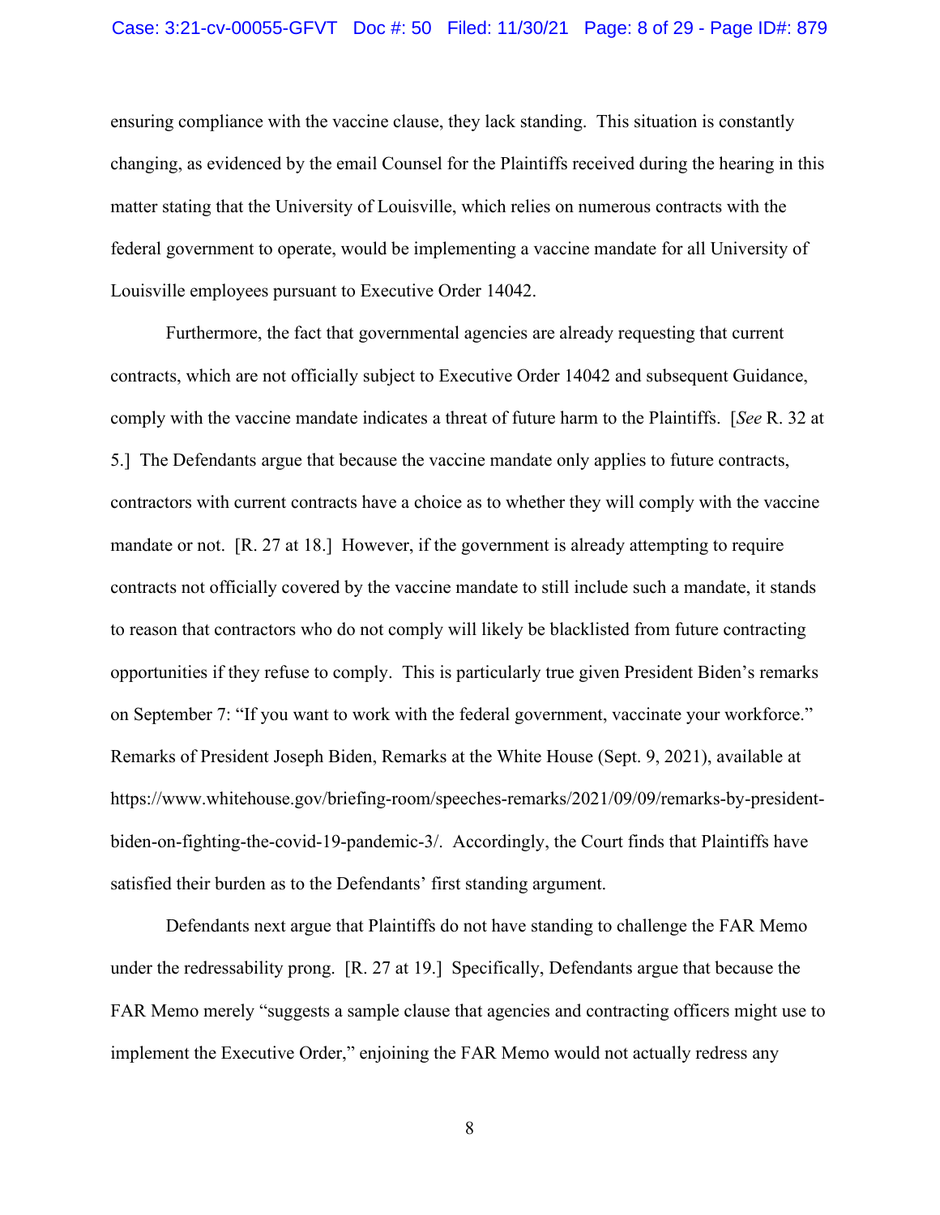ensuring compliance with the vaccine clause, they lack standing. This situation is constantly changing, as evidenced by the email Counsel for the Plaintiffs received during the hearing in this matter stating that the University of Louisville, which relies on numerous contracts with the federal government to operate, would be implementing a vaccine mandate for all University of Louisville employees pursuant to Executive Order 14042.

Furthermore, the fact that governmental agencies are already requesting that current contracts, which are not officially subject to Executive Order 14042 and subsequent Guidance, comply with the vaccine mandate indicates a threat of future harm to the Plaintiffs. [*See* R. 32 at 5.] The Defendants argue that because the vaccine mandate only applies to future contracts, contractors with current contracts have a choice as to whether they will comply with the vaccine mandate or not. [R. 27 at 18.] However, if the government is already attempting to require contracts not officially covered by the vaccine mandate to still include such a mandate, it stands to reason that contractors who do not comply will likely be blacklisted from future contracting opportunities if they refuse to comply. This is particularly true given President Biden's remarks on September 7: "If you want to work with the federal government, vaccinate your workforce." Remarks of President Joseph Biden, Remarks at the White House (Sept. 9, 2021), available at https://www.whitehouse.gov/briefing-room/speeches-remarks/2021/09/09/remarks-by-president-biden-on-fighting-the-covid-19-pandemic-3/. Accordingly, the Court finds that Plaintiffs have satisfied their burden as to the Defendants' first standing argument.

Defendants next argue that Plaintiffs do not have standing to challenge the FAR Memo under the redressability prong. [R. 27 at 19.] Specifically, Defendants argue that because the FAR Memo merely "suggests a sample clause that agencies and contracting officers might use to implement the Executive Order," enjoining the FAR Memo would not actually redress any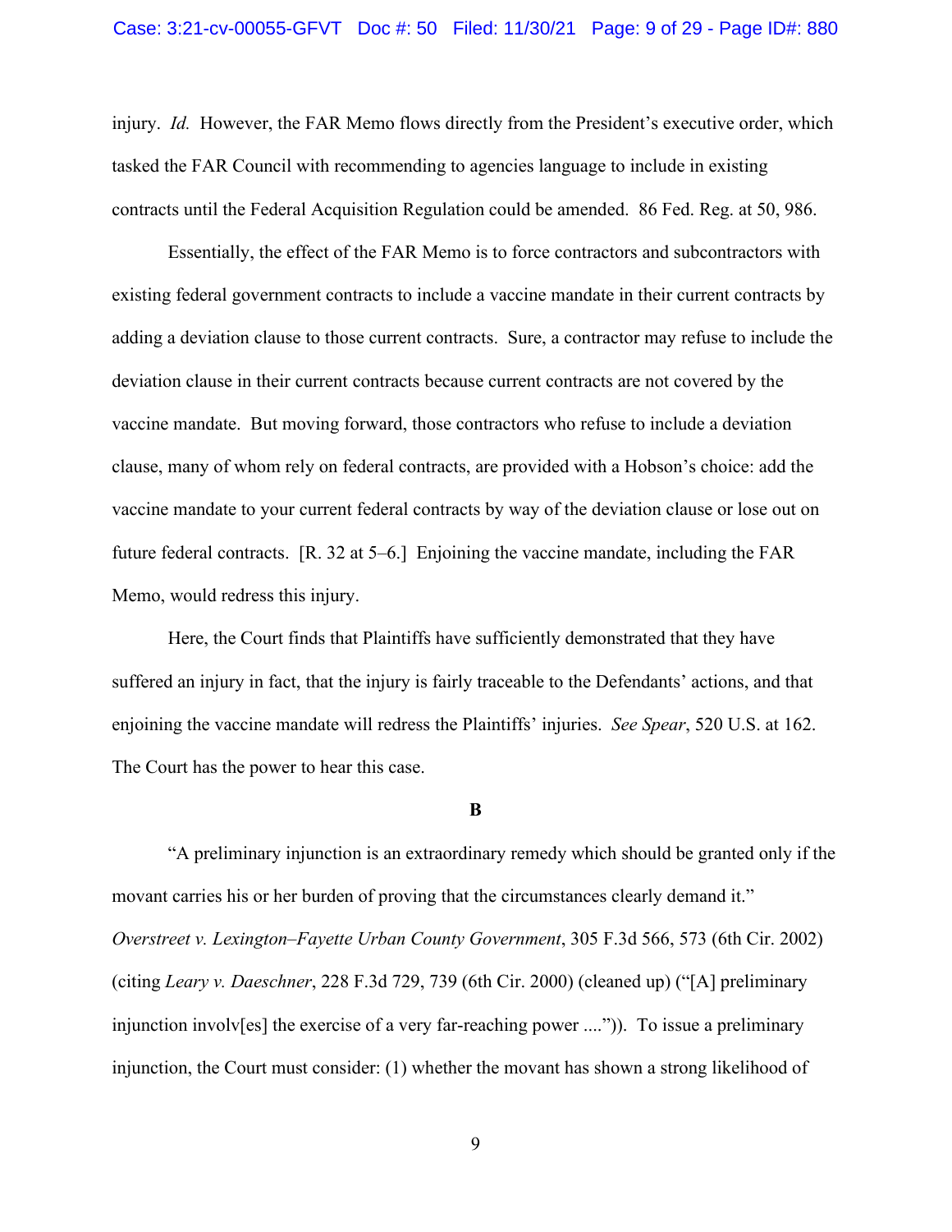injury. *Id.* However, the FAR Memo flows directly from the President's executive order, which tasked the FAR Council with recommending to agencies language to include in existing contracts until the Federal Acquisition Regulation could be amended. 86 Fed. Reg. at 50, 986.

Essentially, the effect of the FAR Memo is to force contractors and subcontractors with existing federal government contracts to include a vaccine mandate in their current contracts by adding a deviation clause to those current contracts. Sure, a contractor may refuse to include the deviation clause in their current contracts because current contracts are not covered by the vaccine mandate. But moving forward, those contractors who refuse to include a deviation clause, many of whom rely on federal contracts, are provided with a Hobson's choice: add the vaccine mandate to your current federal contracts by way of the deviation clause or lose out on future federal contracts. [R. 32 at 5–6.] Enjoining the vaccine mandate, including the FAR Memo, would redress this injury.

Here, the Court finds that Plaintiffs have sufficiently demonstrated that they have suffered an injury in fact, that the injury is fairly traceable to the Defendants' actions, and that enjoining the vaccine mandate will redress the Plaintiffs' injuries. *See Spear*, 520 U.S. at 162. The Court has the power to hear this case.

**B**

"A preliminary injunction is an extraordinary remedy which should be granted only if the movant carries his or her burden of proving that the circumstances clearly demand it." *Overstreet v. Lexington–Fayette Urban County Government*, 305 F.3d 566, 573 (6th Cir. 2002) (citing *Leary v. Daeschner*, 228 F.3d 729, 739 (6th Cir. 2000) (cleaned up) ("[A] preliminary injunction involv[es] the exercise of a very far-reaching power ....")). To issue a preliminary injunction, the Court must consider: (1) whether the movant has shown a strong likelihood of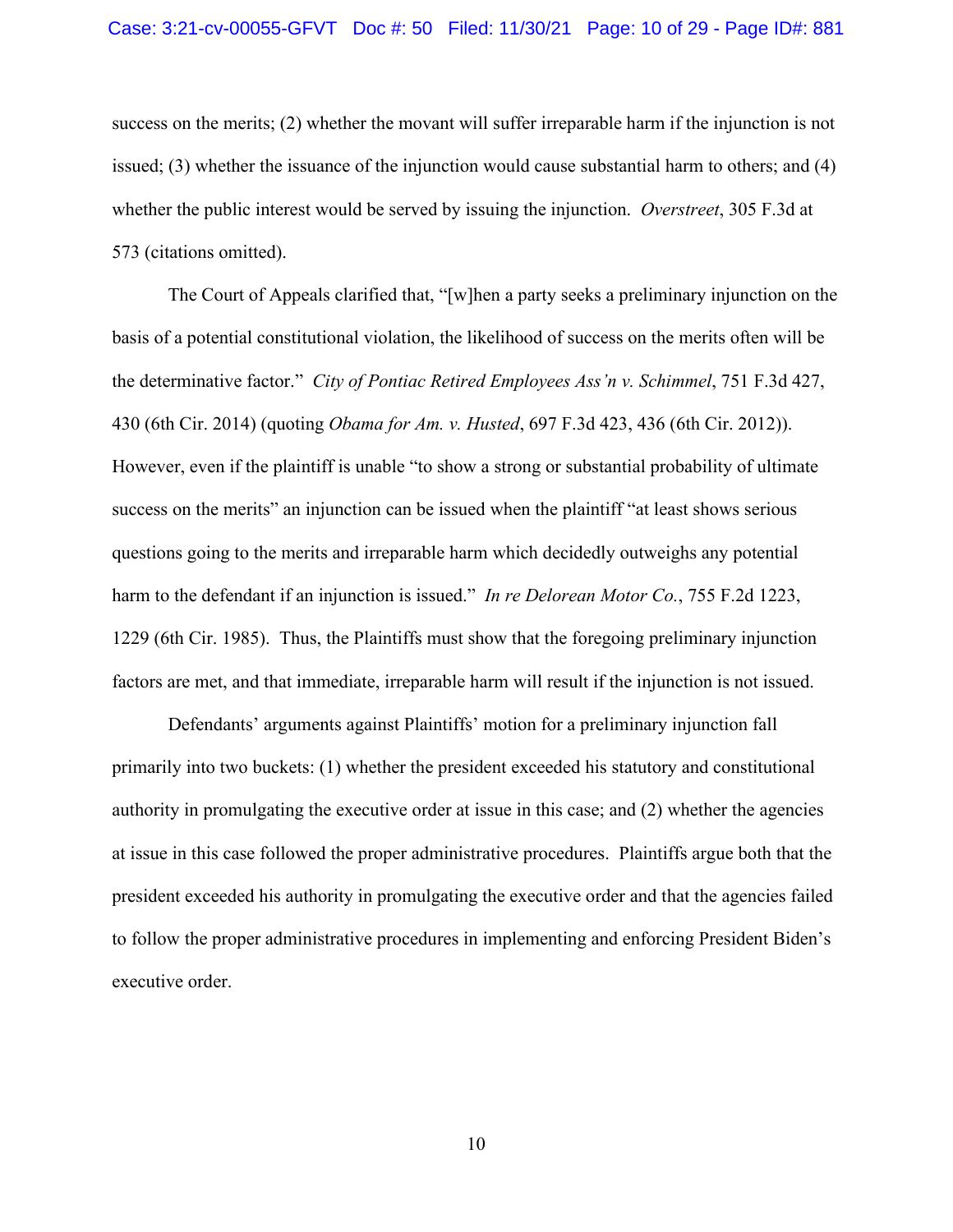success on the merits; (2) whether the movant will suffer irreparable harm if the injunction is not issued; (3) whether the issuance of the injunction would cause substantial harm to others; and (4) whether the public interest would be served by issuing the injunction. *Overstreet*, 305 F.3d at 573 (citations omitted).

The Court of Appeals clarified that, "[w]hen a party seeks a preliminary injunction on the basis of a potential constitutional violation, the likelihood of success on the merits often will be the determinative factor." *City of Pontiac Retired Employees Ass'n v. Schimmel*, 751 F.3d 427, 430 (6th Cir. 2014) (quoting *Obama for Am. v. Husted*, 697 F.3d 423, 436 (6th Cir. 2012)). However, even if the plaintiff is unable "to show a strong or substantial probability of ultimate success on the merits" an injunction can be issued when the plaintiff "at least shows serious questions going to the merits and irreparable harm which decidedly outweighs any potential harm to the defendant if an injunction is issued." *In re Delorean Motor Co.*, 755 F.2d 1223, 1229 (6th Cir. 1985). Thus, the Plaintiffs must show that the foregoing preliminary injunction factors are met, and that immediate, irreparable harm will result if the injunction is not issued.

Defendants' arguments against Plaintiffs' motion for a preliminary injunction fall primarily into two buckets: (1) whether the president exceeded his statutory and constitutional authority in promulgating the executive order at issue in this case; and (2) whether the agencies at issue in this case followed the proper administrative procedures. Plaintiffs argue both that the president exceeded his authority in promulgating the executive order and that the agencies failed to follow the proper administrative procedures in implementing and enforcing President Biden's executive order.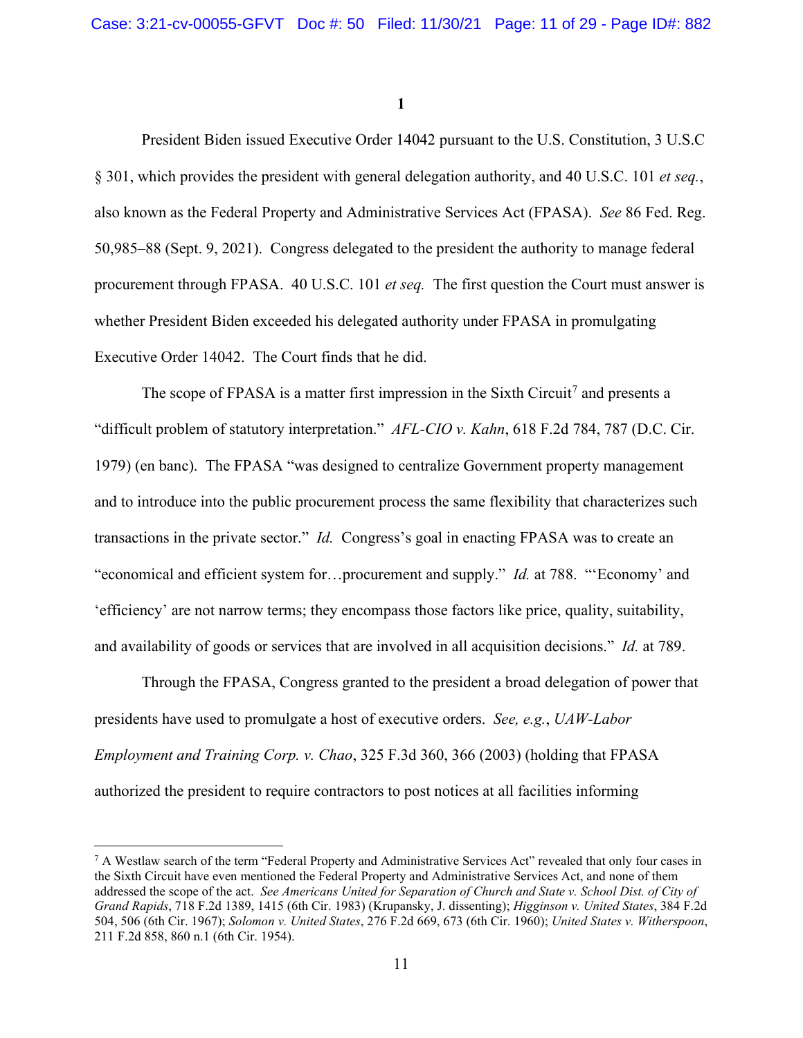**1**

President Biden issued Executive Order 14042 pursuant to the U.S. Constitution, 3 U.S.C § 301, which provides the president with general delegation authority, and 40 U.S.C. 101 *et seq.*, also known as the Federal Property and Administrative Services Act (FPASA). *See* 86 Fed. Reg. 50,985–88 (Sept. 9, 2021). Congress delegated to the president the authority to manage federal procurement through FPASA. 40 U.S.C. 101 *et seq.* The first question the Court must answer is whether President Biden exceeded his delegated authority under FPASA in promulgating Executive Order 14042. The Court finds that he did.

The scope of FPASA is a matter first impression in the Sixth Circuit[7] and presents a "difficult problem of statutory interpretation." *AFL-CIO v. Kahn*, 618 F.2d 784, 787 (D.C. Cir. 1979) (en banc). The FPASA "was designed to centralize Government property management and to introduce into the public procurement process the same flexibility that characterizes such transactions in the private sector." *Id.* Congress's goal in enacting FPASA was to create an "economical and efficient system for…procurement and supply." *Id.* at 788. "'Economy' and 'efficiency' are not narrow terms; they encompass those factors like price, quality, suitability, and availability of goods or services that are involved in all acquisition decisions." *Id.* at 789.

Through the FPASA, Congress granted to the president a broad delegation of power that presidents have used to promulgate a host of executive orders. *See, e.g.*, *UAW-Labor Employment and Training Corp. v. Chao*, 325 F.3d 360, 366 (2003) (holding that FPASA authorized the president to require contractors to post notices at all facilities informing

[7] A Westlaw search of the term "Federal Property and Administrative Services Act" revealed that only four cases in the Sixth Circuit have even mentioned the Federal Property and Administrative Services Act, and none of them addressed the scope of the act. *See Americans United for Separation of Church and State v. School Dist. of City of Grand Rapids*, 718 F.2d 1389, 1415 (6th Cir. 1983) (Krupansky, J. dissenting); *Higginson v. United States*, 384 F.2d 504, 506 (6th Cir. 1967); *Solomon v. United States*, 276 F.2d 669, 673 (6th Cir. 1960); *United States v. Witherspoon*, 211 F.2d 858, 860 n.1 (6th Cir. 1954).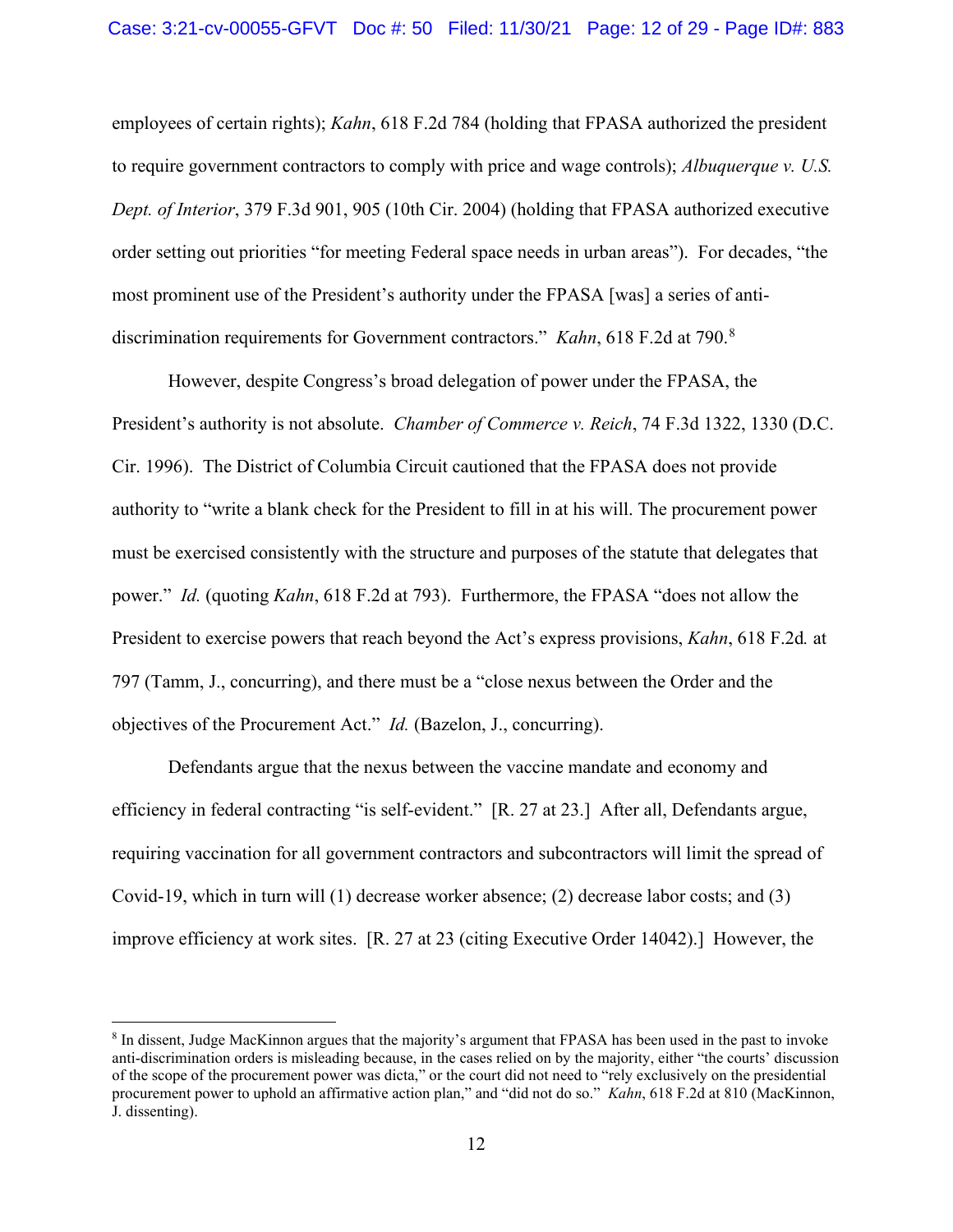employees of certain rights); *Kahn*, 618 F.2d 784 (holding that FPASA authorized the president to require government contractors to comply with price and wage controls); *Albuquerque v. U.S. Dept. of Interior*, 379 F.3d 901, 905 (10th Cir. 2004) (holding that FPASA authorized executive order setting out priorities "for meeting Federal space needs in urban areas"). For decades, "the most prominent use of the President's authority under the FPASA [was] a series of anti-discrimination requirements for Government contractors." *Kahn*, 618 F.2d at 790.[8]

However, despite Congress's broad delegation of power under the FPASA, the President's authority is not absolute. *Chamber of Commerce v. Reich*, 74 F.3d 1322, 1330 (D.C. Cir. 1996). The District of Columbia Circuit cautioned that the FPASA does not provide authority to "write a blank check for the President to fill in at his will. The procurement power must be exercised consistently with the structure and purposes of the statute that delegates that power." *Id.* (quoting *Kahn*, 618 F.2d at 793). Furthermore, the FPASA "does not allow the President to exercise powers that reach beyond the Act's express provisions, *Kahn*, 618 F.2d*.* at 797 (Tamm, J., concurring), and there must be a "close nexus between the Order and the objectives of the Procurement Act." *Id.* (Bazelon, J., concurring).

Defendants argue that the nexus between the vaccine mandate and economy and efficiency in federal contracting "is self-evident." [R. 27 at 23.] After all, Defendants argue, requiring vaccination for all government contractors and subcontractors will limit the spread of Covid-19, which in turn will (1) decrease worker absence; (2) decrease labor costs; and (3) improve efficiency at work sites. [R. 27 at 23 (citing Executive Order 14042).] However, the

---

[8] In dissent, Judge MacKinnon argues that the majority's argument that FPASA has been used in the past to invoke anti-discrimination orders is misleading because, in the cases relied on by the majority, either "the courts' discussion of the scope of the procurement power was dicta," or the court did not need to "rely exclusively on the presidential procurement power to uphold an affirmative action plan," and "did not do so." *Kahn*, 618 F.2d at 810 (MacKinnon, J. dissenting).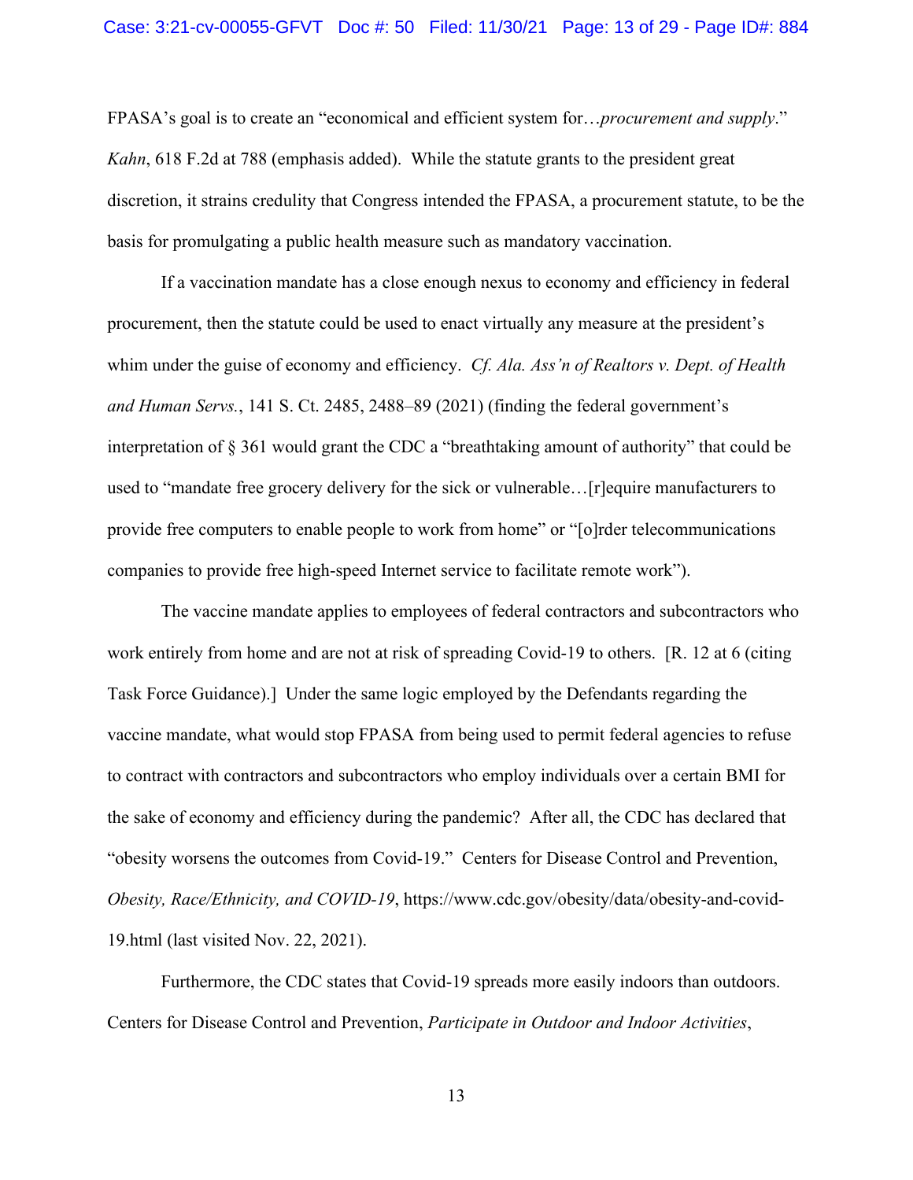FPASA's goal is to create an "economical and efficient system for…*procurement and supply*." *Kahn*, 618 F.2d at 788 (emphasis added). While the statute grants to the president great discretion, it strains credulity that Congress intended the FPASA, a procurement statute, to be the basis for promulgating a public health measure such as mandatory vaccination.

If a vaccination mandate has a close enough nexus to economy and efficiency in federal procurement, then the statute could be used to enact virtually any measure at the president's whim under the guise of economy and efficiency. *Cf. Ala. Ass'n of Realtors v. Dept. of Health and Human Servs.*, 141 S. Ct. 2485, 2488–89 (2021) (finding the federal government's interpretation of § 361 would grant the CDC a "breathtaking amount of authority" that could be used to "mandate free grocery delivery for the sick or vulnerable…[r]equire manufacturers to provide free computers to enable people to work from home" or "[o]rder telecommunications companies to provide free high-speed Internet service to facilitate remote work").

The vaccine mandate applies to employees of federal contractors and subcontractors who work entirely from home and are not at risk of spreading Covid-19 to others. [R. 12 at 6 (citing Task Force Guidance).] Under the same logic employed by the Defendants regarding the vaccine mandate, what would stop FPASA from being used to permit federal agencies to refuse to contract with contractors and subcontractors who employ individuals over a certain BMI for the sake of economy and efficiency during the pandemic? After all, the CDC has declared that "obesity worsens the outcomes from Covid-19." Centers for Disease Control and Prevention, *Obesity, Race/Ethnicity, and COVID-19*, https://www.cdc.gov/obesity/data/obesity-and-covid-19.html (last visited Nov. 22, 2021).

Furthermore, the CDC states that Covid-19 spreads more easily indoors than outdoors. Centers for Disease Control and Prevention, *Participate in Outdoor and Indoor Activities*,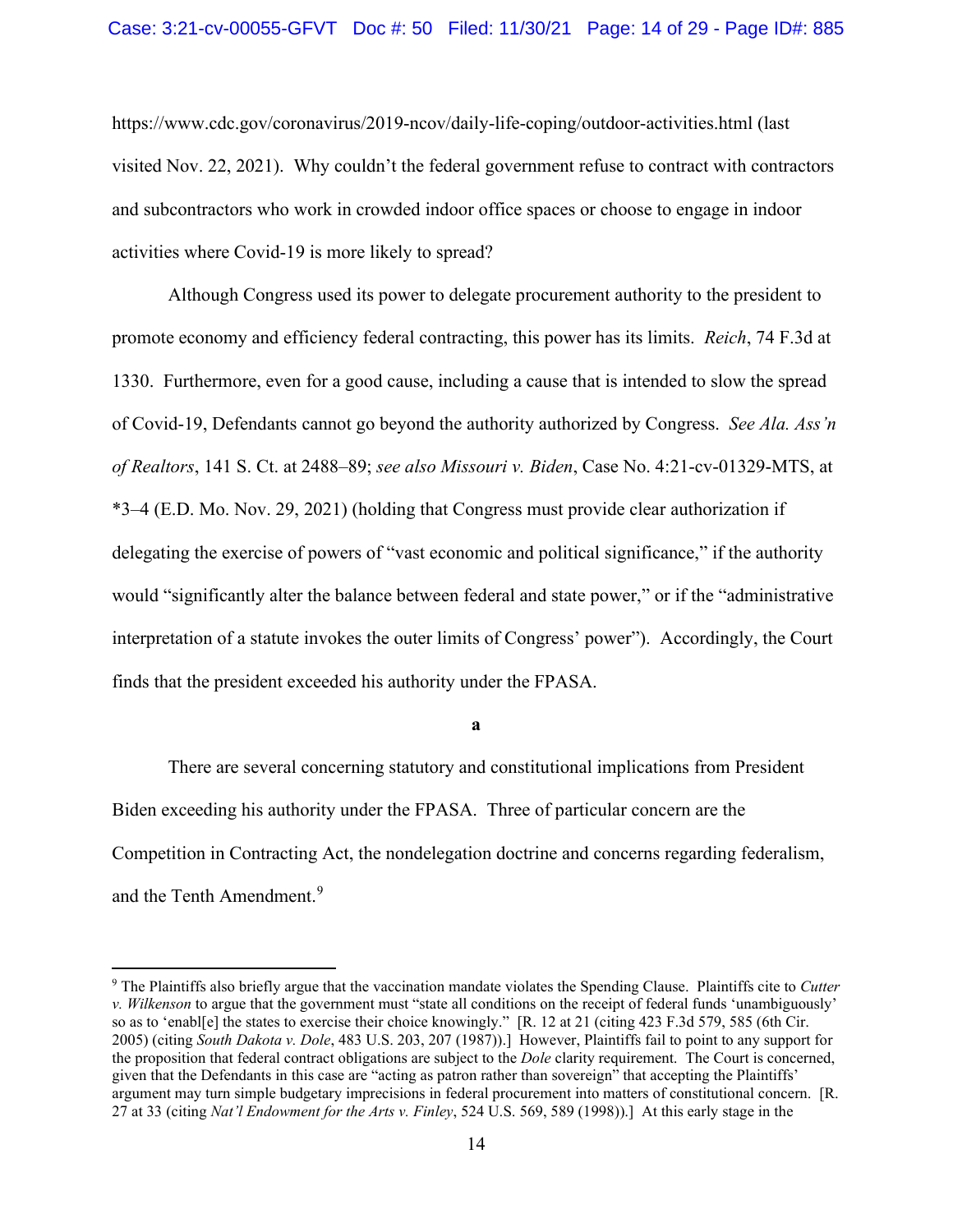https://www.cdc.gov/coronavirus/2019-ncov/daily-life-coping/outdoor-activities.html (last visited Nov. 22, 2021). Why couldn't the federal government refuse to contract with contractors and subcontractors who work in crowded indoor office spaces or choose to engage in indoor activities where Covid-19 is more likely to spread?

Although Congress used its power to delegate procurement authority to the president to promote economy and efficiency federal contracting, this power has its limits. *Reich*, 74 F.3d at 1330. Furthermore, even for a good cause, including a cause that is intended to slow the spread of Covid-19, Defendants cannot go beyond the authority authorized by Congress. *See Ala. Ass'n of Realtors*, 141 S. Ct. at 2488–89; *see also Missouri v. Biden*, Case No. 4:21-cv-01329-MTS, at *3–4 (E.D. Mo. Nov. 29, 2021) (holding that Congress must provide clear authorization if delegating the exercise of powers of "vast economic and political significance," if the authority would "significantly alter the balance between federal and state power," or if the "administrative interpretation of a statute invokes the outer limits of Congress' power"). Accordingly, the Court finds that the president exceeded his authority under the FPASA.

**a**

There are several concerning statutory and constitutional implications from President Biden exceeding his authority under the FPASA. Three of particular concern are the Competition in Contracting Act, the nondelegation doctrine and concerns regarding federalism, and the Tenth Amendment.[9]

---

[9] The Plaintiffs also briefly argue that the vaccination mandate violates the Spending Clause. Plaintiffs cite to *Cutter v. Wilkenson* to argue that the government must "state all conditions on the receipt of federal funds 'unambiguously' so as to 'enabl[e] the states to exercise their choice knowingly." [R. 12 at 21 (citing 423 F.3d 579, 585 (6th Cir. 2005) (citing *South Dakota v. Dole*, 483 U.S. 203, 207 (1987)).] However, Plaintiffs fail to point to any support for the proposition that federal contract obligations are subject to the *Dole* clarity requirement. The Court is concerned, given that the Defendants in this case are "acting as patron rather than sovereign" that accepting the Plaintiffs' argument may turn simple budgetary imprecisions in federal procurement into matters of constitutional concern. [R. 27 at 33 (citing *Nat'l Endowment for the Arts v. Finley*, 524 U.S. 569, 589 (1998)).] At this early stage in the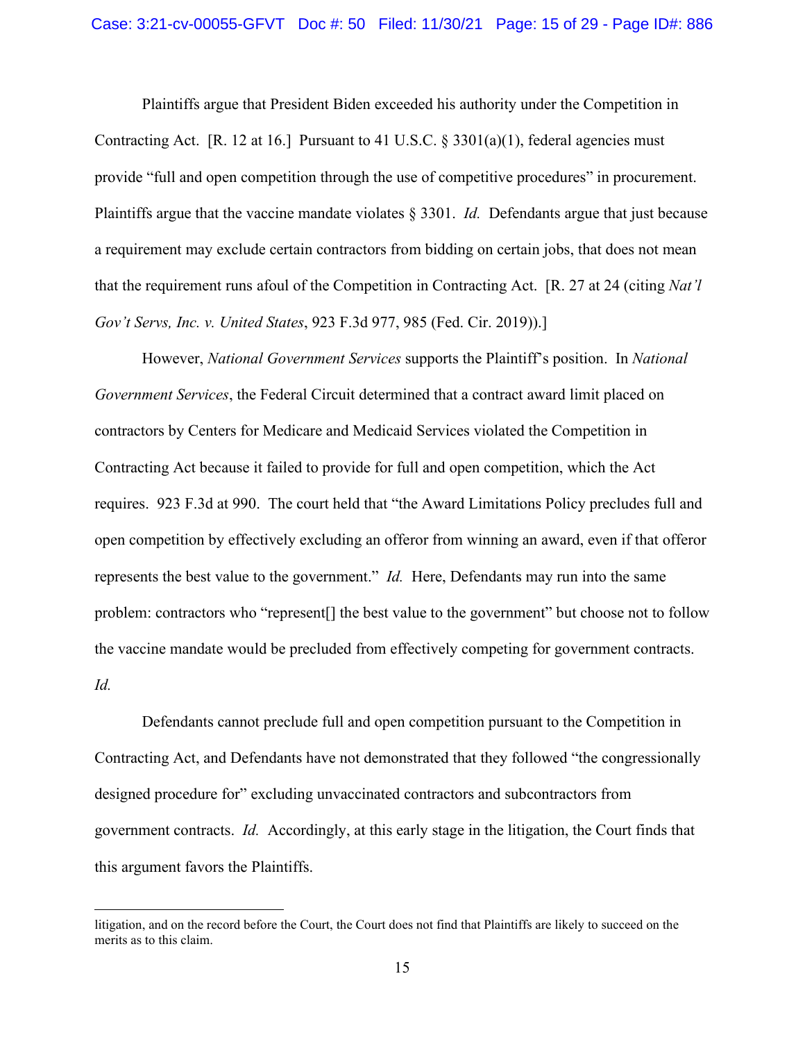Plaintiffs argue that President Biden exceeded his authority under the Competition in Contracting Act. [R. 12 at 16.] Pursuant to 41 U.S.C. § 3301(a)(1), federal agencies must provide "full and open competition through the use of competitive procedures" in procurement. Plaintiffs argue that the vaccine mandate violates § 3301. *Id.* Defendants argue that just because a requirement may exclude certain contractors from bidding on certain jobs, that does not mean that the requirement runs afoul of the Competition in Contracting Act. [R. 27 at 24 (citing *Nat'l Gov't Servs, Inc. v. United States*, 923 F.3d 977, 985 (Fed. Cir. 2019)).]

However, *National Government Services* supports the Plaintiff's position. In *National Government Services*, the Federal Circuit determined that a contract award limit placed on contractors by Centers for Medicare and Medicaid Services violated the Competition in Contracting Act because it failed to provide for full and open competition, which the Act requires. 923 F.3d at 990. The court held that "the Award Limitations Policy precludes full and open competition by effectively excluding an offeror from winning an award, even if that offeror represents the best value to the government." *Id.* Here, Defendants may run into the same problem: contractors who "represent[] the best value to the government" but choose not to follow the vaccine mandate would be precluded from effectively competing for government contracts. *Id.*

Defendants cannot preclude full and open competition pursuant to the Competition in Contracting Act, and Defendants have not demonstrated that they followed "the congressionally designed procedure for" excluding unvaccinated contractors and subcontractors from government contracts. *Id.* Accordingly, at this early stage in the litigation, the Court finds that this argument favors the Plaintiffs.

---

litigation, and on the record before the Court, the Court does not find that Plaintiffs are likely to succeed on the merits as to this claim.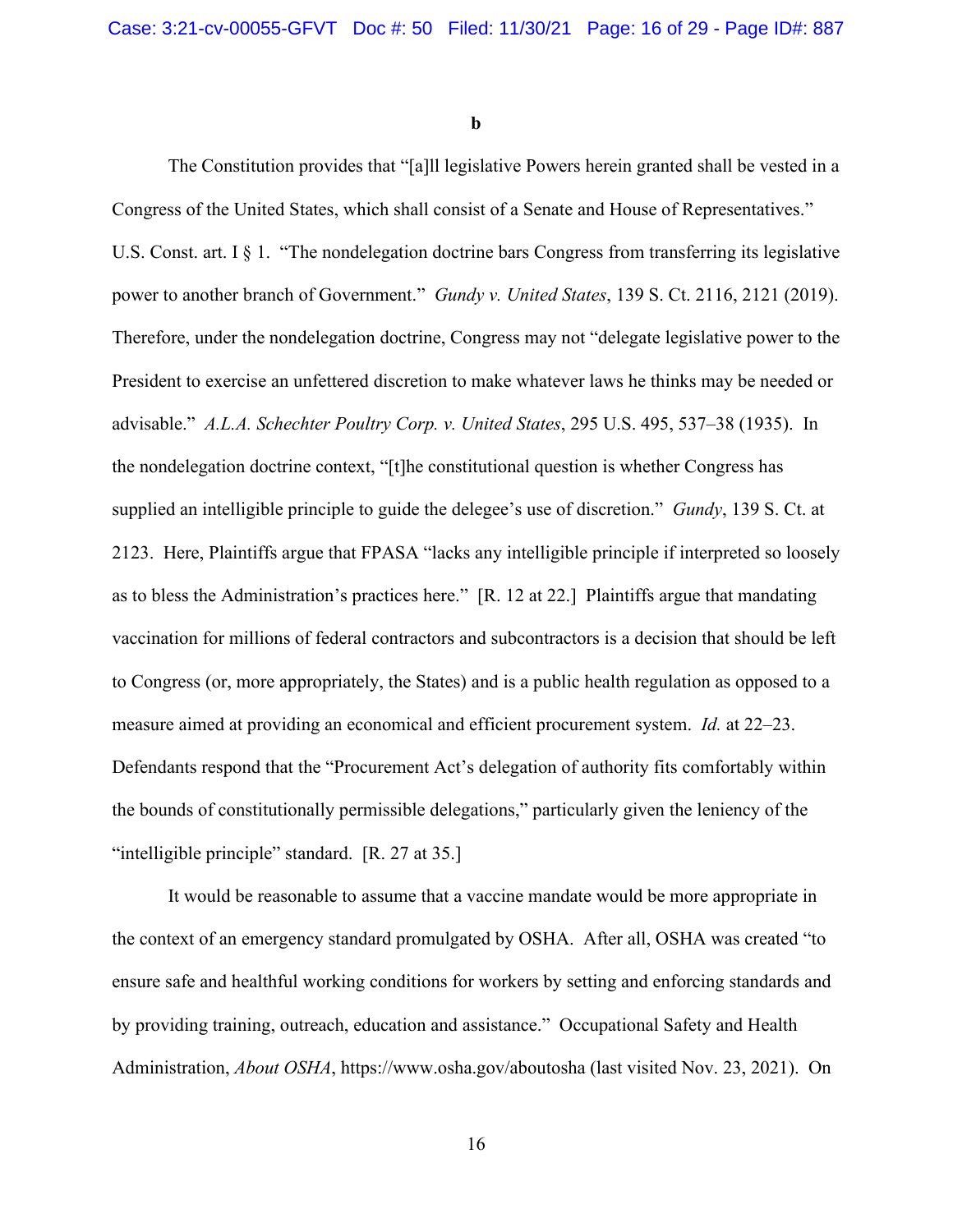**b**

The Constitution provides that "[a]ll legislative Powers herein granted shall be vested in a Congress of the United States, which shall consist of a Senate and House of Representatives." U.S. Const. art. I § 1. "The nondelegation doctrine bars Congress from transferring its legislative power to another branch of Government." *Gundy v. United States*, 139 S. Ct. 2116, 2121 (2019). Therefore, under the nondelegation doctrine, Congress may not "delegate legislative power to the President to exercise an unfettered discretion to make whatever laws he thinks may be needed or advisable." *A.L.A. Schechter Poultry Corp. v. United States*, 295 U.S. 495, 537–38 (1935). In the nondelegation doctrine context, "[t]he constitutional question is whether Congress has supplied an intelligible principle to guide the delegee's use of discretion." *Gundy*, 139 S. Ct. at 2123. Here, Plaintiffs argue that FPASA "lacks any intelligible principle if interpreted so loosely as to bless the Administration's practices here." [R. 12 at 22.] Plaintiffs argue that mandating vaccination for millions of federal contractors and subcontractors is a decision that should be left to Congress (or, more appropriately, the States) and is a public health regulation as opposed to a measure aimed at providing an economical and efficient procurement system. *Id.* at 22–23. Defendants respond that the "Procurement Act's delegation of authority fits comfortably within the bounds of constitutionally permissible delegations," particularly given the leniency of the "intelligible principle" standard. [R. 27 at 35.]

It would be reasonable to assume that a vaccine mandate would be more appropriate in the context of an emergency standard promulgated by OSHA. After all, OSHA was created "to ensure safe and healthful working conditions for workers by setting and enforcing standards and by providing training, outreach, education and assistance." Occupational Safety and Health Administration, *About OSHA*, https://www.osha.gov/aboutosha (last visited Nov. 23, 2021). On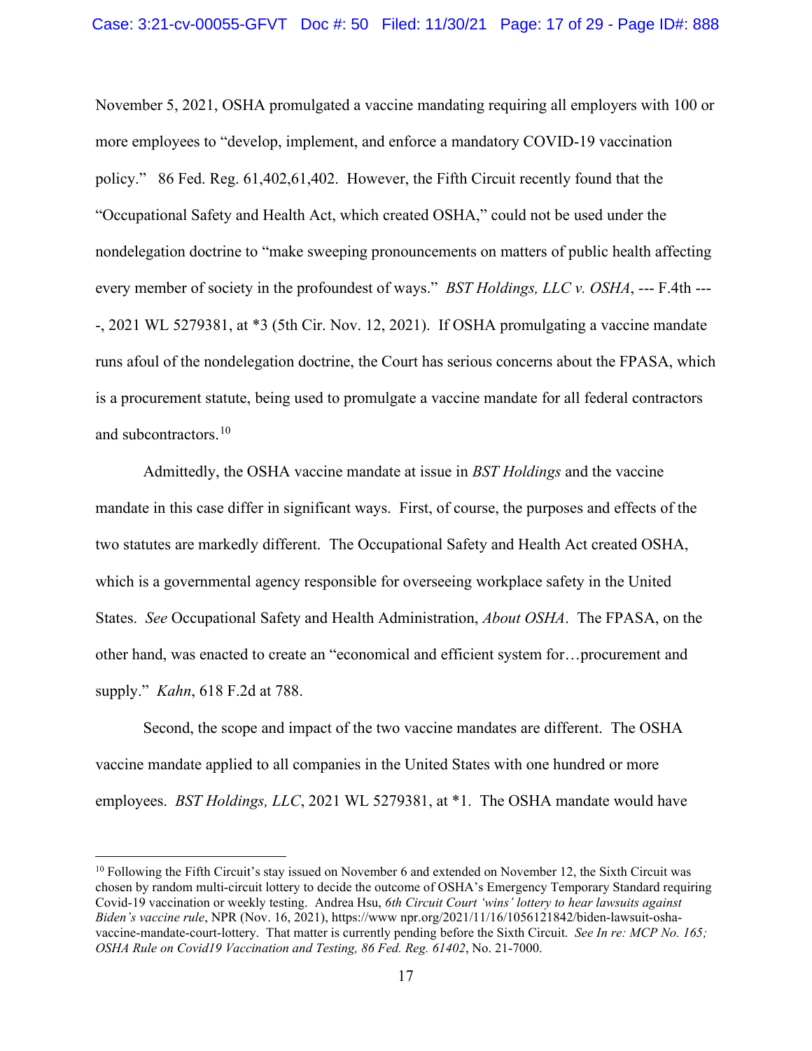November 5, 2021, OSHA promulgated a vaccine mandating requiring all employers with 100 or more employees to "develop, implement, and enforce a mandatory COVID-19 vaccination policy." 86 Fed. Reg. 61,402,61,402. However, the Fifth Circuit recently found that the "Occupational Safety and Health Act, which created OSHA," could not be used under the nondelegation doctrine to "make sweeping pronouncements on matters of public health affecting every member of society in the profoundest of ways." *BST Holdings, LLC v. OSHA*, --- F.4th ---, 2021 WL 5279381, at *3 (5th Cir. Nov. 12, 2021). If OSHA promulgating a vaccine mandate runs afoul of the nondelegation doctrine, the Court has serious concerns about the FPASA, which is a procurement statute, being used to promulgate a vaccine mandate for all federal contractors and subcontractors.[10]

Admittedly, the OSHA vaccine mandate at issue in *BST Holdings* and the vaccine mandate in this case differ in significant ways. First, of course, the purposes and effects of the two statutes are markedly different. The Occupational Safety and Health Act created OSHA, which is a governmental agency responsible for overseeing workplace safety in the United States. *See* Occupational Safety and Health Administration, *About OSHA*. The FPASA, on the other hand, was enacted to create an "economical and efficient system for…procurement and supply." *Kahn*, 618 F.2d at 788.

Second, the scope and impact of the two vaccine mandates are different. The OSHA vaccine mandate applied to all companies in the United States with one hundred or more employees. *BST Holdings, LLC*, 2021 WL 5279381, at *1. The OSHA mandate would have

[10] Following the Fifth Circuit's stay issued on November 6 and extended on November 12, the Sixth Circuit was chosen by random multi-circuit lottery to decide the outcome of OSHA's Emergency Temporary Standard requiring Covid-19 vaccination or weekly testing. Andrea Hsu, *6th Circuit Court 'wins' lottery to hear lawsuits against Biden's vaccine rule*, NPR (Nov. 16, 2021), https://www npr.org/2021/11/16/1056121842/biden-lawsuit-osha-vaccine-mandate-court-lottery. That matter is currently pending before the Sixth Circuit. *See In re: MCP No. 165; OSHA Rule on Covid19 Vaccination and Testing, 86 Fed. Reg. 61402*, No. 21-7000.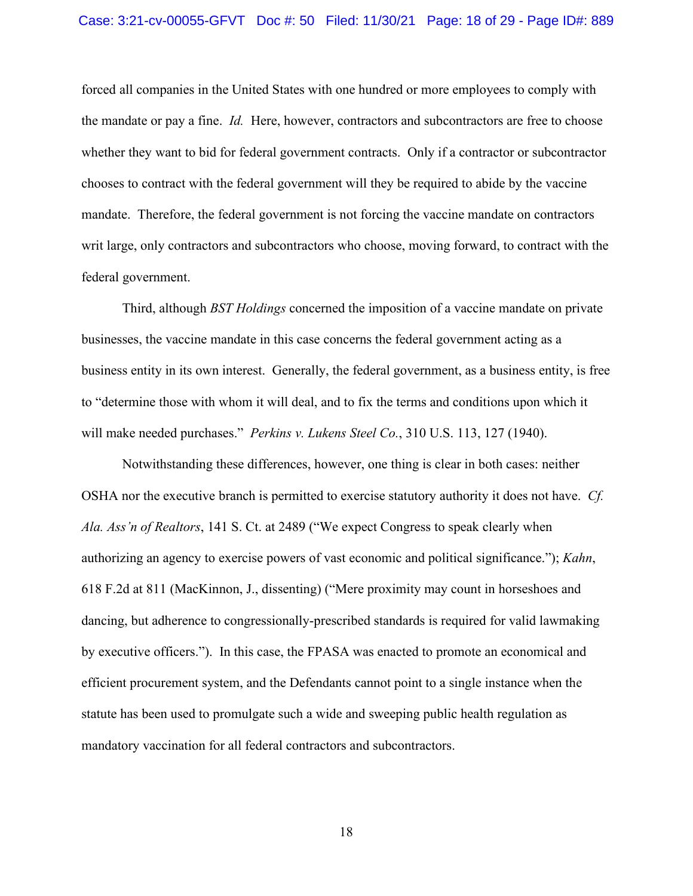forced all companies in the United States with one hundred or more employees to comply with the mandate or pay a fine. *Id.* Here, however, contractors and subcontractors are free to choose whether they want to bid for federal government contracts. Only if a contractor or subcontractor chooses to contract with the federal government will they be required to abide by the vaccine mandate. Therefore, the federal government is not forcing the vaccine mandate on contractors writ large, only contractors and subcontractors who choose, moving forward, to contract with the federal government.

Third, although *BST Holdings* concerned the imposition of a vaccine mandate on private businesses, the vaccine mandate in this case concerns the federal government acting as a business entity in its own interest. Generally, the federal government, as a business entity, is free to "determine those with whom it will deal, and to fix the terms and conditions upon which it will make needed purchases." *Perkins v. Lukens Steel Co.*, 310 U.S. 113, 127 (1940).

Notwithstanding these differences, however, one thing is clear in both cases: neither OSHA nor the executive branch is permitted to exercise statutory authority it does not have. *Cf. Ala. Ass'n of Realtors*, 141 S. Ct. at 2489 ("We expect Congress to speak clearly when authorizing an agency to exercise powers of vast economic and political significance."); *Kahn*, 618 F.2d at 811 (MacKinnon, J., dissenting) ("Mere proximity may count in horseshoes and dancing, but adherence to congressionally-prescribed standards is required for valid lawmaking by executive officers."). In this case, the FPASA was enacted to promote an economical and efficient procurement system, and the Defendants cannot point to a single instance when the statute has been used to promulgate such a wide and sweeping public health regulation as mandatory vaccination for all federal contractors and subcontractors.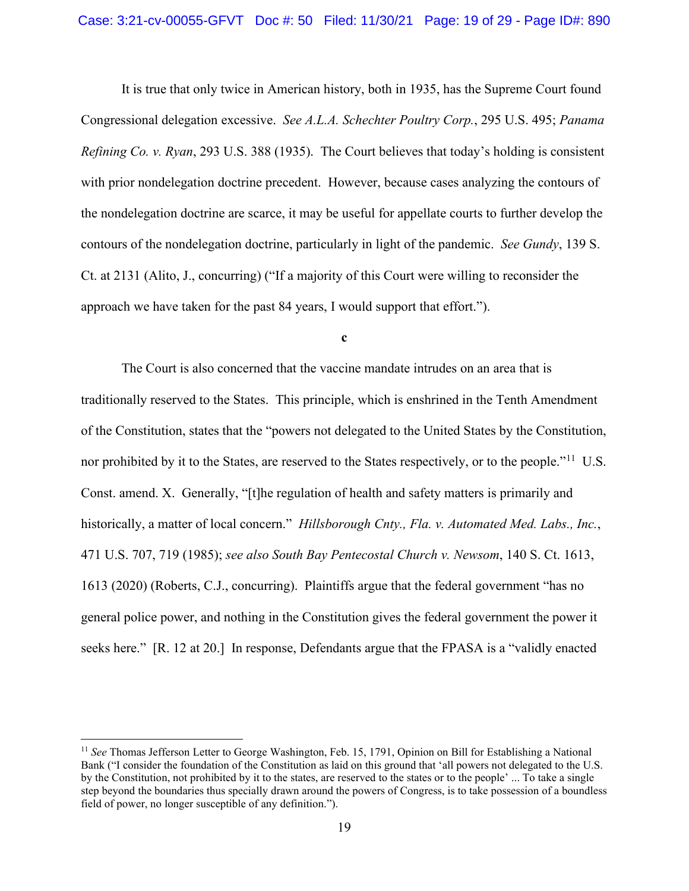It is true that only twice in American history, both in 1935, has the Supreme Court found Congressional delegation excessive. *See A.L.A. Schechter Poultry Corp.*, 295 U.S. 495; *Panama Refining Co. v. Ryan*, 293 U.S. 388 (1935). The Court believes that today's holding is consistent with prior nondelegation doctrine precedent. However, because cases analyzing the contours of the nondelegation doctrine are scarce, it may be useful for appellate courts to further develop the contours of the nondelegation doctrine, particularly in light of the pandemic. *See Gundy*, 139 S. Ct. at 2131 (Alito, J., concurring) ("If a majority of this Court were willing to reconsider the approach we have taken for the past 84 years, I would support that effort.").

**c**

The Court is also concerned that the vaccine mandate intrudes on an area that is traditionally reserved to the States. This principle, which is enshrined in the Tenth Amendment of the Constitution, states that the "powers not delegated to the United States by the Constitution, nor prohibited by it to the States, are reserved to the States respectively, or to the people."[11] U.S. Const. amend. X. Generally, "[t]he regulation of health and safety matters is primarily and historically, a matter of local concern." *Hillsborough Cnty., Fla. v. Automated Med. Labs., Inc.*, 471 U.S. 707, 719 (1985); *see also South Bay Pentecostal Church v. Newsom*, 140 S. Ct. 1613, 1613 (2020) (Roberts, C.J., concurring). Plaintiffs argue that the federal government "has no general police power, and nothing in the Constitution gives the federal government the power it seeks here." [R. 12 at 20.] In response, Defendants argue that the FPASA is a "validly enacted

---

[11] *See* Thomas Jefferson Letter to George Washington, Feb. 15, 1791, Opinion on Bill for Establishing a National Bank ("I consider the foundation of the Constitution as laid on this ground that 'all powers not delegated to the U.S. by the Constitution, not prohibited by it to the states, are reserved to the states or to the people' ... To take a single step beyond the boundaries thus specially drawn around the powers of Congress, is to take possession of a boundless field of power, no longer susceptible of any definition.").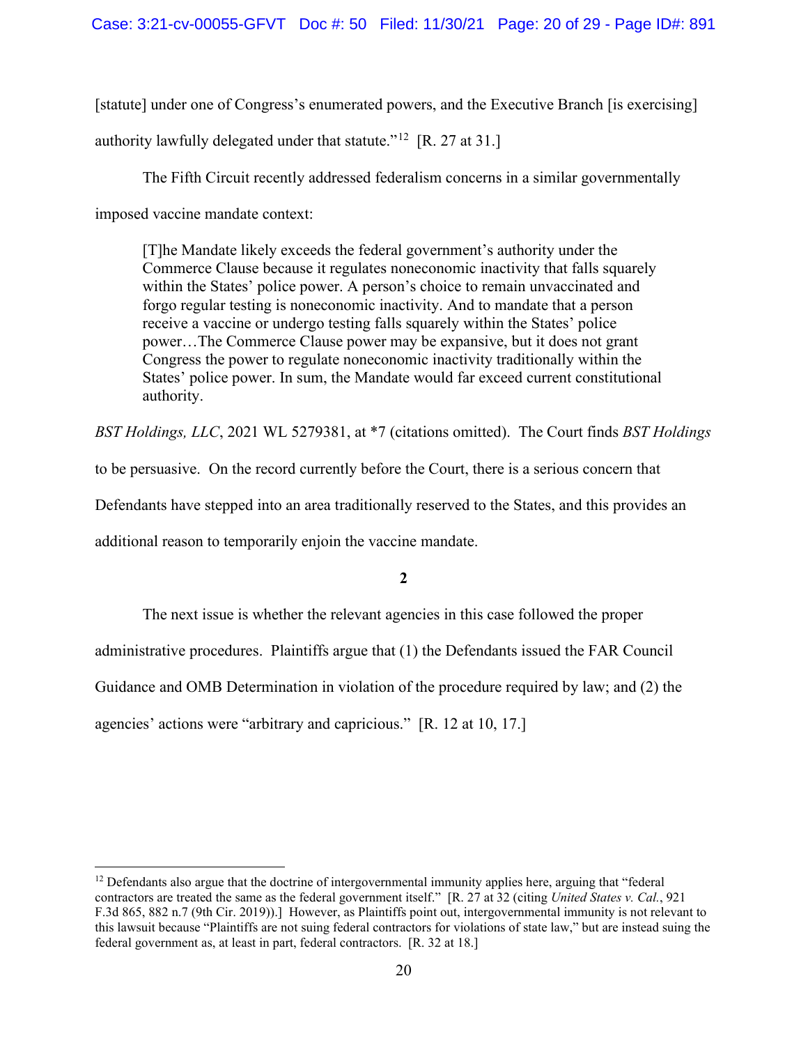[statute] under one of Congress's enumerated powers, and the Executive Branch [is exercising] authority lawfully delegated under that statute."[12] [R. 27 at 31.]

The Fifth Circuit recently addressed federalism concerns in a similar governmentally imposed vaccine mandate context:

> [T]he Mandate likely exceeds the federal government's authority under the Commerce Clause because it regulates noneconomic inactivity that falls squarely within the States' police power. A person's choice to remain unvaccinated and forgo regular testing is noneconomic inactivity. And to mandate that a person receive a vaccine or undergo testing falls squarely within the States' police power…The Commerce Clause power may be expansive, but it does not grant Congress the power to regulate noneconomic inactivity traditionally within the States' police power. In sum, the Mandate would far exceed current constitutional authority.

*BST Holdings, LLC*, 2021 WL 5279381, at *7 (citations omitted). The Court finds *BST Holdings* to be persuasive. On the record currently before the Court, there is a serious concern that Defendants have stepped into an area traditionally reserved to the States, and this provides an additional reason to temporarily enjoin the vaccine mandate.

**2**

The next issue is whether the relevant agencies in this case followed the proper administrative procedures. Plaintiffs argue that (1) the Defendants issued the FAR Council Guidance and OMB Determination in violation of the procedure required by law; and (2) the agencies' actions were "arbitrary and capricious." [R. 12 at 10, 17.]

---

[12] Defendants also argue that the doctrine of intergovernmental immunity applies here, arguing that "federal contractors are treated the same as the federal government itself." [R. 27 at 32 (citing *United States v. Cal.*, 921 F.3d 865, 882 n.7 (9th Cir. 2019)).] However, as Plaintiffs point out, intergovernmental immunity is not relevant to this lawsuit because "Plaintiffs are not suing federal contractors for violations of state law," but are instead suing the federal government as, at least in part, federal contractors. [R. 32 at 18.]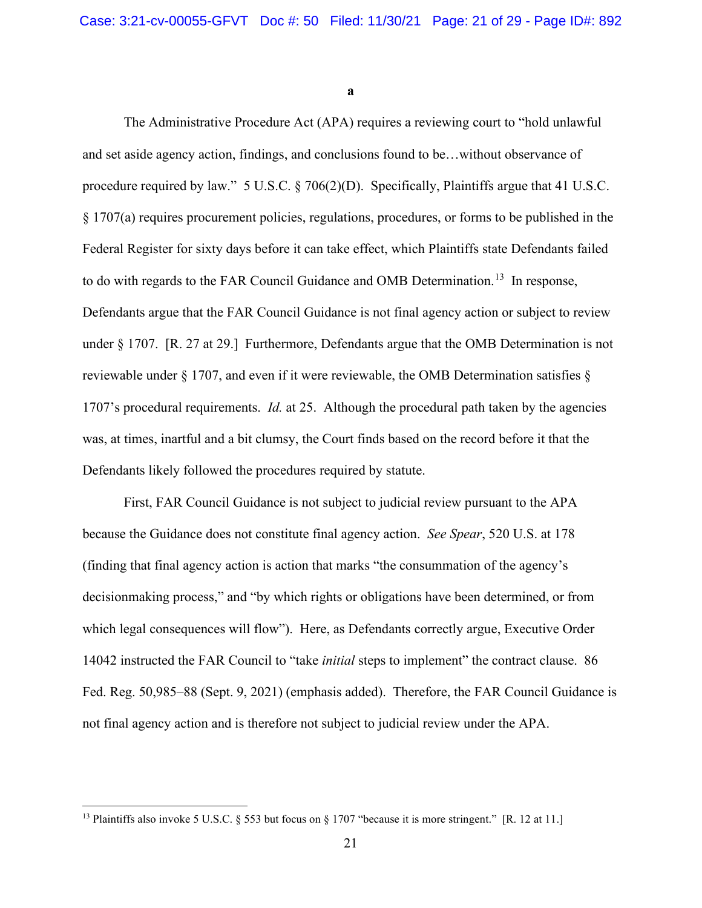**a**

The Administrative Procedure Act (APA) requires a reviewing court to "hold unlawful and set aside agency action, findings, and conclusions found to be…without observance of procedure required by law." 5 U.S.C. § 706(2)(D). Specifically, Plaintiffs argue that 41 U.S.C. § 1707(a) requires procurement policies, regulations, procedures, or forms to be published in the Federal Register for sixty days before it can take effect, which Plaintiffs state Defendants failed to do with regards to the FAR Council Guidance and OMB Determination.[13] In response, Defendants argue that the FAR Council Guidance is not final agency action or subject to review under § 1707. [R. 27 at 29.] Furthermore, Defendants argue that the OMB Determination is not reviewable under § 1707, and even if it were reviewable, the OMB Determination satisfies § 1707's procedural requirements. *Id.* at 25. Although the procedural path taken by the agencies was, at times, inartful and a bit clumsy, the Court finds based on the record before it that the Defendants likely followed the procedures required by statute.

First, FAR Council Guidance is not subject to judicial review pursuant to the APA because the Guidance does not constitute final agency action. *See Spear*, 520 U.S. at 178 (finding that final agency action is action that marks "the consummation of the agency's decisionmaking process," and "by which rights or obligations have been determined, or from which legal consequences will flow"). Here, as Defendants correctly argue, Executive Order 14042 instructed the FAR Council to "take *initial* steps to implement" the contract clause. 86 Fed. Reg. 50,985–88 (Sept. 9, 2021) (emphasis added). Therefore, the FAR Council Guidance is not final agency action and is therefore not subject to judicial review under the APA.

---

[13] Plaintiffs also invoke 5 U.S.C. § 553 but focus on § 1707 "because it is more stringent." [R. 12 at 11.]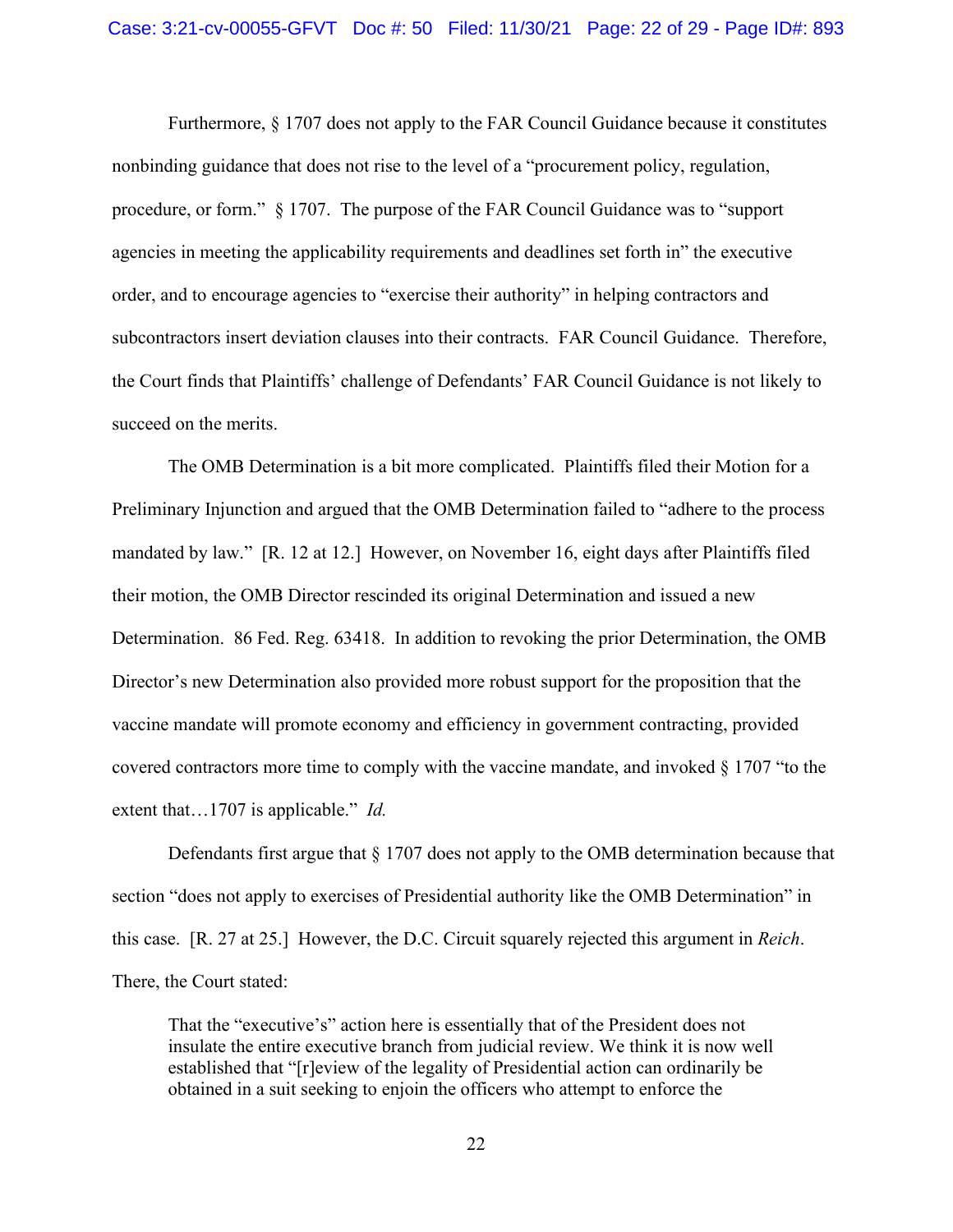Furthermore, § 1707 does not apply to the FAR Council Guidance because it constitutes nonbinding guidance that does not rise to the level of a "procurement policy, regulation, procedure, or form." § 1707. The purpose of the FAR Council Guidance was to "support agencies in meeting the applicability requirements and deadlines set forth in" the executive order, and to encourage agencies to "exercise their authority" in helping contractors and subcontractors insert deviation clauses into their contracts. FAR Council Guidance. Therefore, the Court finds that Plaintiffs' challenge of Defendants' FAR Council Guidance is not likely to succeed on the merits.

The OMB Determination is a bit more complicated. Plaintiffs filed their Motion for a Preliminary Injunction and argued that the OMB Determination failed to "adhere to the process mandated by law." [R. 12 at 12.] However, on November 16, eight days after Plaintiffs filed their motion, the OMB Director rescinded its original Determination and issued a new Determination. 86 Fed. Reg. 63418. In addition to revoking the prior Determination, the OMB Director's new Determination also provided more robust support for the proposition that the vaccine mandate will promote economy and efficiency in government contracting, provided covered contractors more time to comply with the vaccine mandate, and invoked § 1707 "to the extent that…1707 is applicable." *Id.*

Defendants first argue that § 1707 does not apply to the OMB determination because that section "does not apply to exercises of Presidential authority like the OMB Determination" in this case. [R. 27 at 25.] However, the D.C. Circuit squarely rejected this argument in *Reich*. There, the Court stated:

> That the "executive's" action here is essentially that of the President does not insulate the entire executive branch from judicial review. We think it is now well established that "[r]eview of the legality of Presidential action can ordinarily be obtained in a suit seeking to enjoin the officers who attempt to enforce the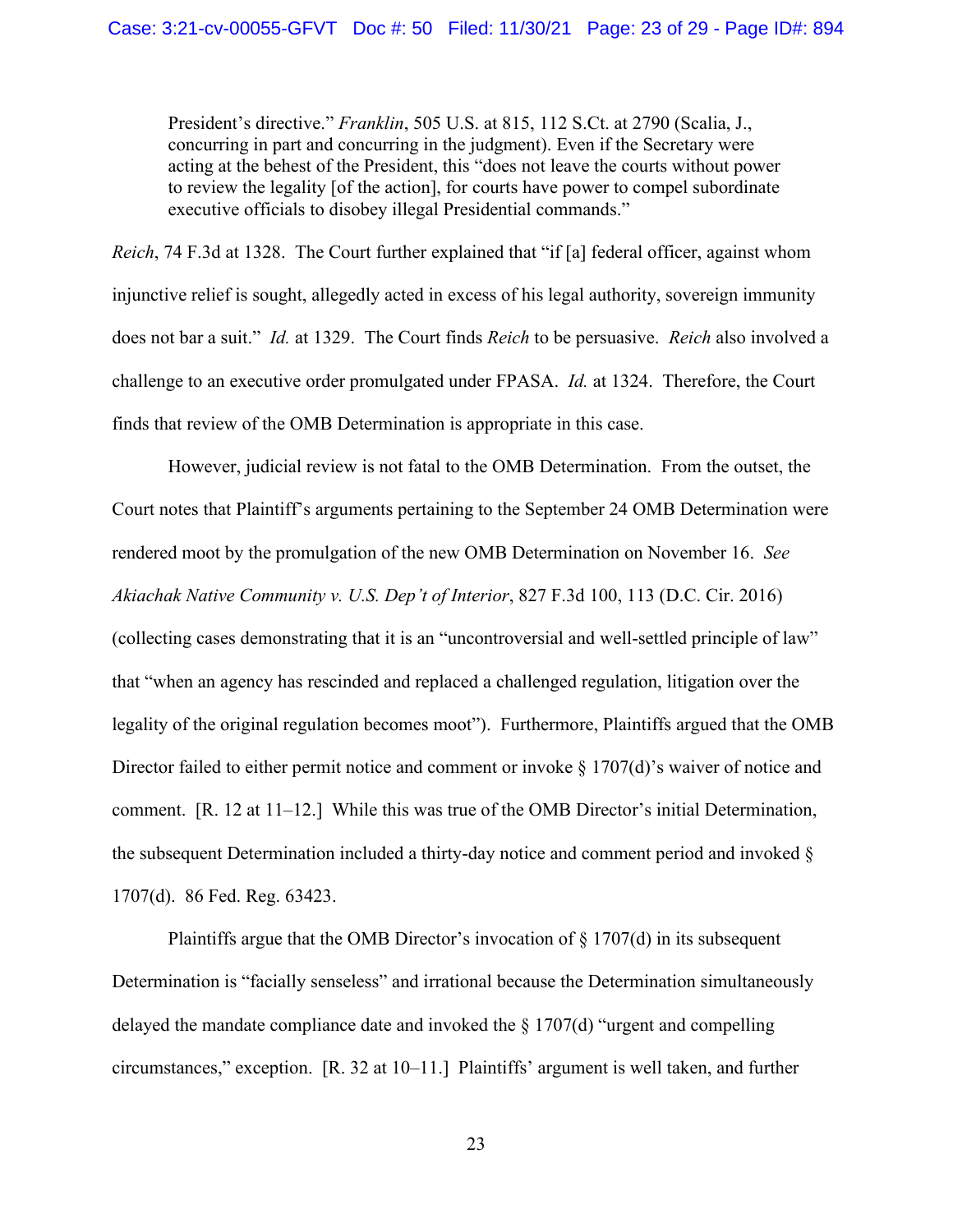> President's directive." *Franklin*, 505 U.S. at 815, 112 S.Ct. at 2790 (Scalia, J., concurring in part and concurring in the judgment). Even if the Secretary were acting at the behest of the President, this "does not leave the courts without power to review the legality [of the action], for courts have power to compel subordinate executive officials to disobey illegal Presidential commands."

*Reich*, 74 F.3d at 1328. The Court further explained that "if [a] federal officer, against whom injunctive relief is sought, allegedly acted in excess of his legal authority, sovereign immunity does not bar a suit." *Id.* at 1329. The Court finds *Reich* to be persuasive. *Reich* also involved a challenge to an executive order promulgated under FPASA. *Id.* at 1324. Therefore, the Court finds that review of the OMB Determination is appropriate in this case.

However, judicial review is not fatal to the OMB Determination. From the outset, the Court notes that Plaintiff's arguments pertaining to the September 24 OMB Determination were rendered moot by the promulgation of the new OMB Determination on November 16. *See Akiachak Native Community v. U.S. Dep't of Interior*, 827 F.3d 100, 113 (D.C. Cir. 2016) (collecting cases demonstrating that it is an "uncontroversial and well-settled principle of law" that "when an agency has rescinded and replaced a challenged regulation, litigation over the legality of the original regulation becomes moot"). Furthermore, Plaintiffs argued that the OMB Director failed to either permit notice and comment or invoke § 1707(d)'s waiver of notice and comment. [R. 12 at 11–12.] While this was true of the OMB Director's initial Determination, the subsequent Determination included a thirty-day notice and comment period and invoked § 1707(d). 86 Fed. Reg. 63423.

Plaintiffs argue that the OMB Director's invocation of § 1707(d) in its subsequent Determination is "facially senseless" and irrational because the Determination simultaneously delayed the mandate compliance date and invoked the § 1707(d) "urgent and compelling circumstances," exception. [R. 32 at 10–11.] Plaintiffs' argument is well taken, and further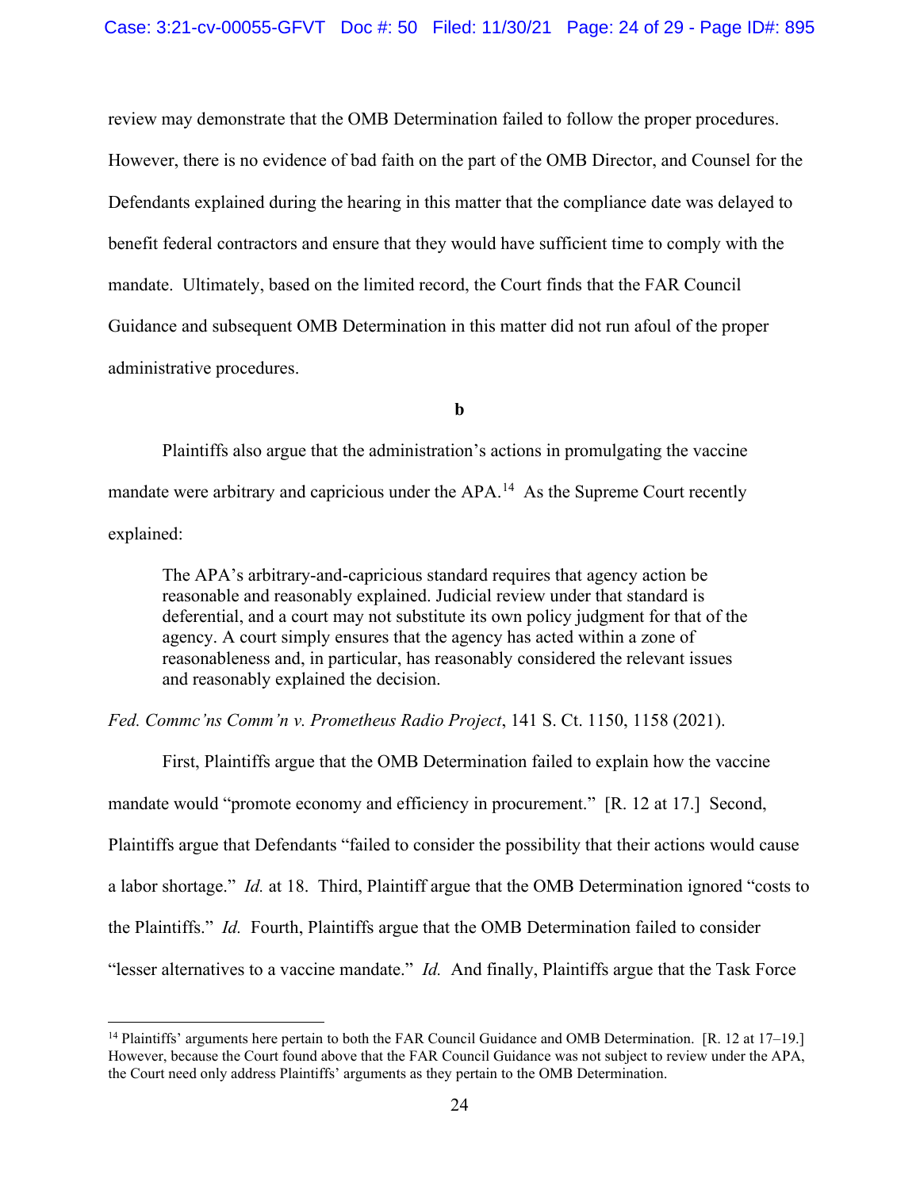review may demonstrate that the OMB Determination failed to follow the proper procedures. However, there is no evidence of bad faith on the part of the OMB Director, and Counsel for the Defendants explained during the hearing in this matter that the compliance date was delayed to benefit federal contractors and ensure that they would have sufficient time to comply with the mandate. Ultimately, based on the limited record, the Court finds that the FAR Council Guidance and subsequent OMB Determination in this matter did not run afoul of the proper administrative procedures.

**b**

Plaintiffs also argue that the administration's actions in promulgating the vaccine mandate were arbitrary and capricious under the APA.[14] As the Supreme Court recently explained:

> The APA's arbitrary-and-capricious standard requires that agency action be reasonable and reasonably explained. Judicial review under that standard is deferential, and a court may not substitute its own policy judgment for that of the agency. A court simply ensures that the agency has acted within a zone of reasonableness and, in particular, has reasonably considered the relevant issues and reasonably explained the decision.

*Fed. Commc'ns Comm'n v. Prometheus Radio Project*, 141 S. Ct. 1150, 1158 (2021).

First, Plaintiffs argue that the OMB Determination failed to explain how the vaccine mandate would "promote economy and efficiency in procurement." [R. 12 at 17.] Second, Plaintiffs argue that Defendants "failed to consider the possibility that their actions would cause a labor shortage." *Id.* at 18. Third, Plaintiff argue that the OMB Determination ignored "costs to the Plaintiffs." *Id.* Fourth, Plaintiffs argue that the OMB Determination failed to consider "lesser alternatives to a vaccine mandate." *Id.* And finally, Plaintiffs argue that the Task Force

---

[14] Plaintiffs' arguments here pertain to both the FAR Council Guidance and OMB Determination. [R. 12 at 17–19.] However, because the Court found above that the FAR Council Guidance was not subject to review under the APA, the Court need only address Plaintiffs' arguments as they pertain to the OMB Determination.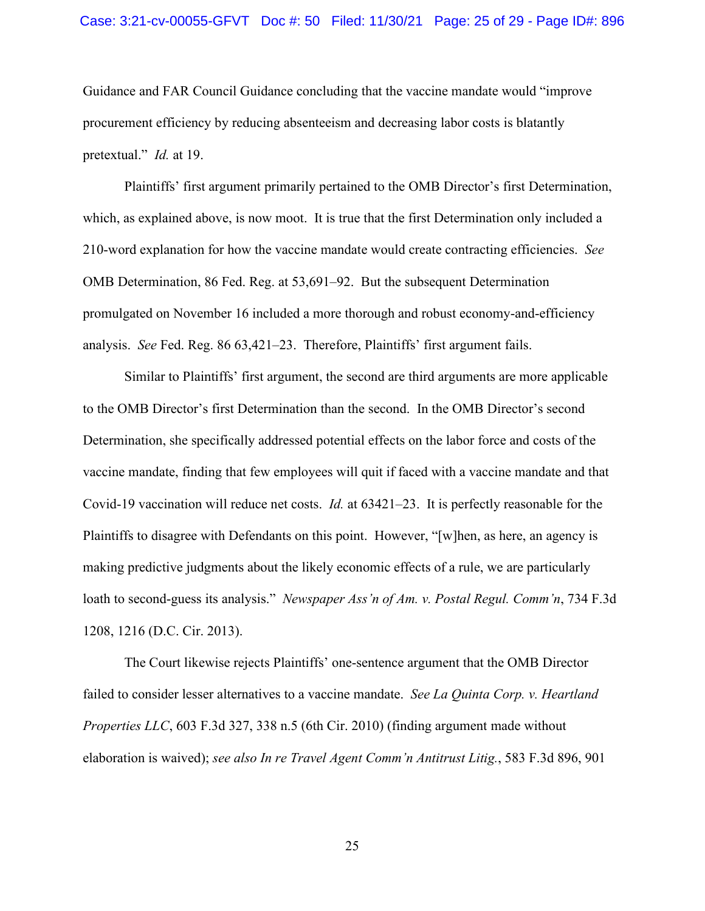Guidance and FAR Council Guidance concluding that the vaccine mandate would "improve procurement efficiency by reducing absenteeism and decreasing labor costs is blatantly pretextual." *Id.* at 19.

Plaintiffs' first argument primarily pertained to the OMB Director's first Determination, which, as explained above, is now moot. It is true that the first Determination only included a 210-word explanation for how the vaccine mandate would create contracting efficiencies. *See* OMB Determination, 86 Fed. Reg. at 53,691–92. But the subsequent Determination promulgated on November 16 included a more thorough and robust economy-and-efficiency analysis. *See* Fed. Reg. 86 63,421–23. Therefore, Plaintiffs' first argument fails.

Similar to Plaintiffs' first argument, the second are third arguments are more applicable to the OMB Director's first Determination than the second. In the OMB Director's second Determination, she specifically addressed potential effects on the labor force and costs of the vaccine mandate, finding that few employees will quit if faced with a vaccine mandate and that Covid-19 vaccination will reduce net costs. *Id.* at 63421–23. It is perfectly reasonable for the Plaintiffs to disagree with Defendants on this point. However, "[w]hen, as here, an agency is making predictive judgments about the likely economic effects of a rule, we are particularly loath to second-guess its analysis." *Newspaper Ass'n of Am. v. Postal Regul. Comm'n*, 734 F.3d 1208, 1216 (D.C. Cir. 2013).

The Court likewise rejects Plaintiffs' one-sentence argument that the OMB Director failed to consider lesser alternatives to a vaccine mandate. *See La Quinta Corp. v. Heartland Properties LLC*, 603 F.3d 327, 338 n.5 (6th Cir. 2010) (finding argument made without elaboration is waived); *see also In re Travel Agent Comm'n Antitrust Litig.*, 583 F.3d 896, 901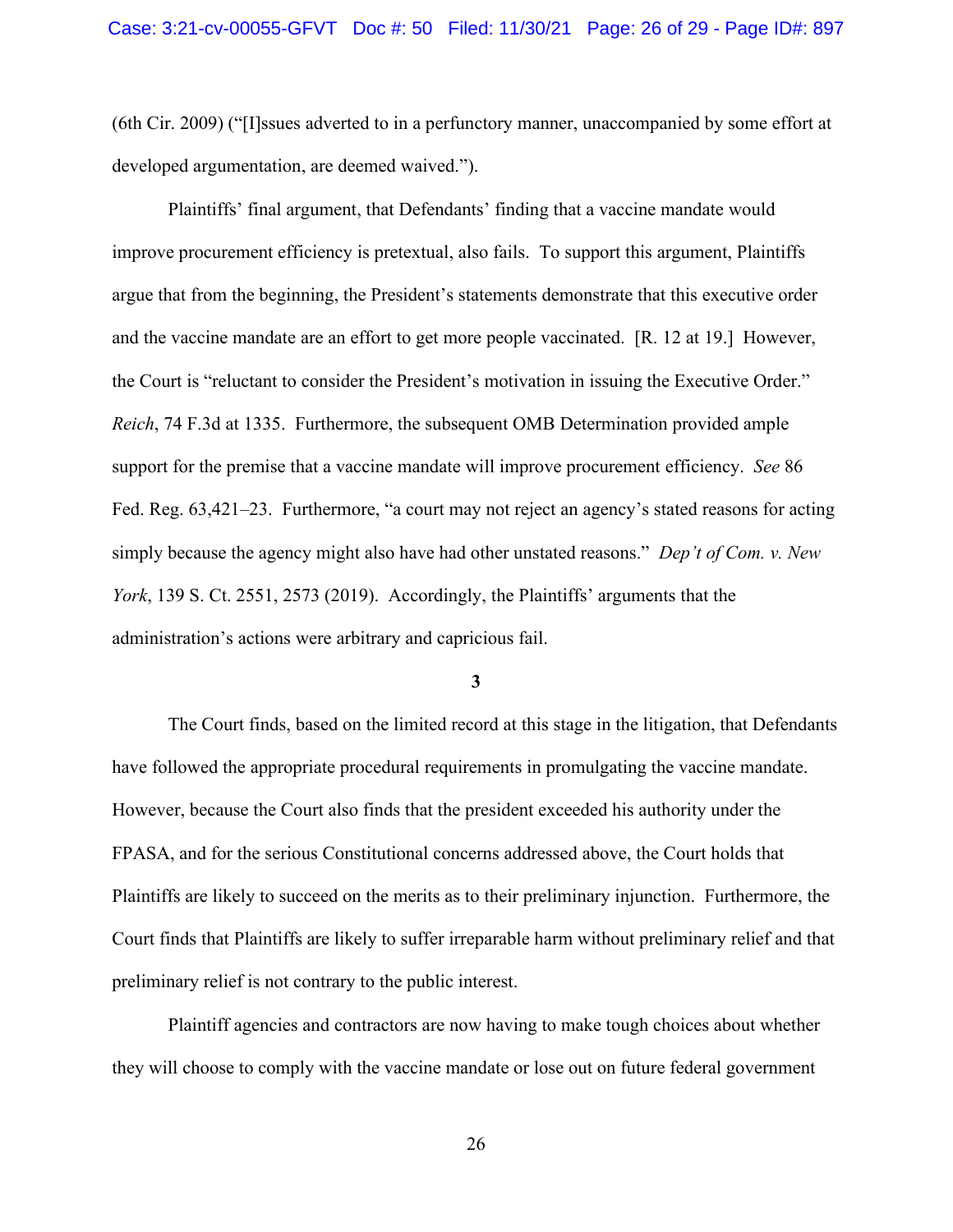(6th Cir. 2009) ("[I]ssues adverted to in a perfunctory manner, unaccompanied by some effort at developed argumentation, are deemed waived.").

Plaintiffs' final argument, that Defendants' finding that a vaccine mandate would improve procurement efficiency is pretextual, also fails. To support this argument, Plaintiffs argue that from the beginning, the President's statements demonstrate that this executive order and the vaccine mandate are an effort to get more people vaccinated. [R. 12 at 19.] However, the Court is "reluctant to consider the President's motivation in issuing the Executive Order." *Reich*, 74 F.3d at 1335. Furthermore, the subsequent OMB Determination provided ample support for the premise that a vaccine mandate will improve procurement efficiency. *See* 86 Fed. Reg. 63,421–23. Furthermore, "a court may not reject an agency's stated reasons for acting simply because the agency might also have had other unstated reasons." *Dep't of Com. v. New York*, 139 S. Ct. 2551, 2573 (2019). Accordingly, the Plaintiffs' arguments that the administration's actions were arbitrary and capricious fail.

**3**

The Court finds, based on the limited record at this stage in the litigation, that Defendants have followed the appropriate procedural requirements in promulgating the vaccine mandate. However, because the Court also finds that the president exceeded his authority under the FPASA, and for the serious Constitutional concerns addressed above, the Court holds that Plaintiffs are likely to succeed on the merits as to their preliminary injunction. Furthermore, the Court finds that Plaintiffs are likely to suffer irreparable harm without preliminary relief and that preliminary relief is not contrary to the public interest.

Plaintiff agencies and contractors are now having to make tough choices about whether they will choose to comply with the vaccine mandate or lose out on future federal government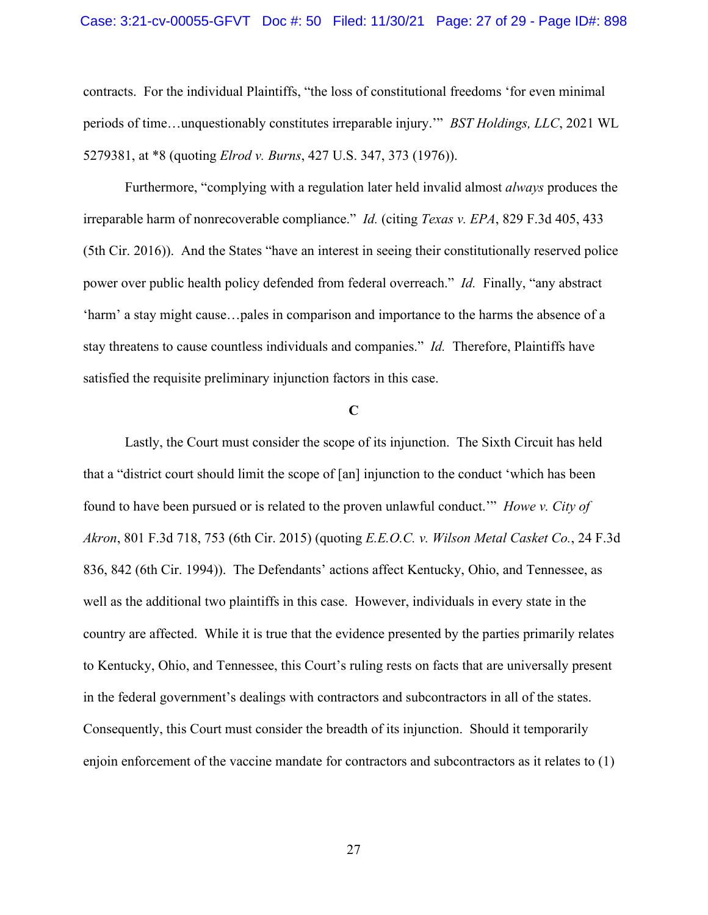contracts. For the individual Plaintiffs, "the loss of constitutional freedoms 'for even minimal periods of time…unquestionably constitutes irreparable injury.'" *BST Holdings, LLC*, 2021 WL 5279381, at *8 (quoting *Elrod v. Burns*, 427 U.S. 347, 373 (1976)).

Furthermore, "complying with a regulation later held invalid almost *always* produces the irreparable harm of nonrecoverable compliance." *Id.* (citing *Texas v. EPA*, 829 F.3d 405, 433 (5th Cir. 2016)). And the States "have an interest in seeing their constitutionally reserved police power over public health policy defended from federal overreach." *Id.* Finally, "any abstract 'harm' a stay might cause…pales in comparison and importance to the harms the absence of a stay threatens to cause countless individuals and companies." *Id.* Therefore, Plaintiffs have satisfied the requisite preliminary injunction factors in this case.

**C**

Lastly, the Court must consider the scope of its injunction. The Sixth Circuit has held that a "district court should limit the scope of [an] injunction to the conduct 'which has been found to have been pursued or is related to the proven unlawful conduct.'" *Howe v. City of Akron*, 801 F.3d 718, 753 (6th Cir. 2015) (quoting *E.E.O.C. v. Wilson Metal Casket Co.*, 24 F.3d 836, 842 (6th Cir. 1994)). The Defendants' actions affect Kentucky, Ohio, and Tennessee, as well as the additional two plaintiffs in this case. However, individuals in every state in the country are affected. While it is true that the evidence presented by the parties primarily relates to Kentucky, Ohio, and Tennessee, this Court's ruling rests on facts that are universally present in the federal government's dealings with contractors and subcontractors in all of the states. Consequently, this Court must consider the breadth of its injunction. Should it temporarily enjoin enforcement of the vaccine mandate for contractors and subcontractors as it relates to (1)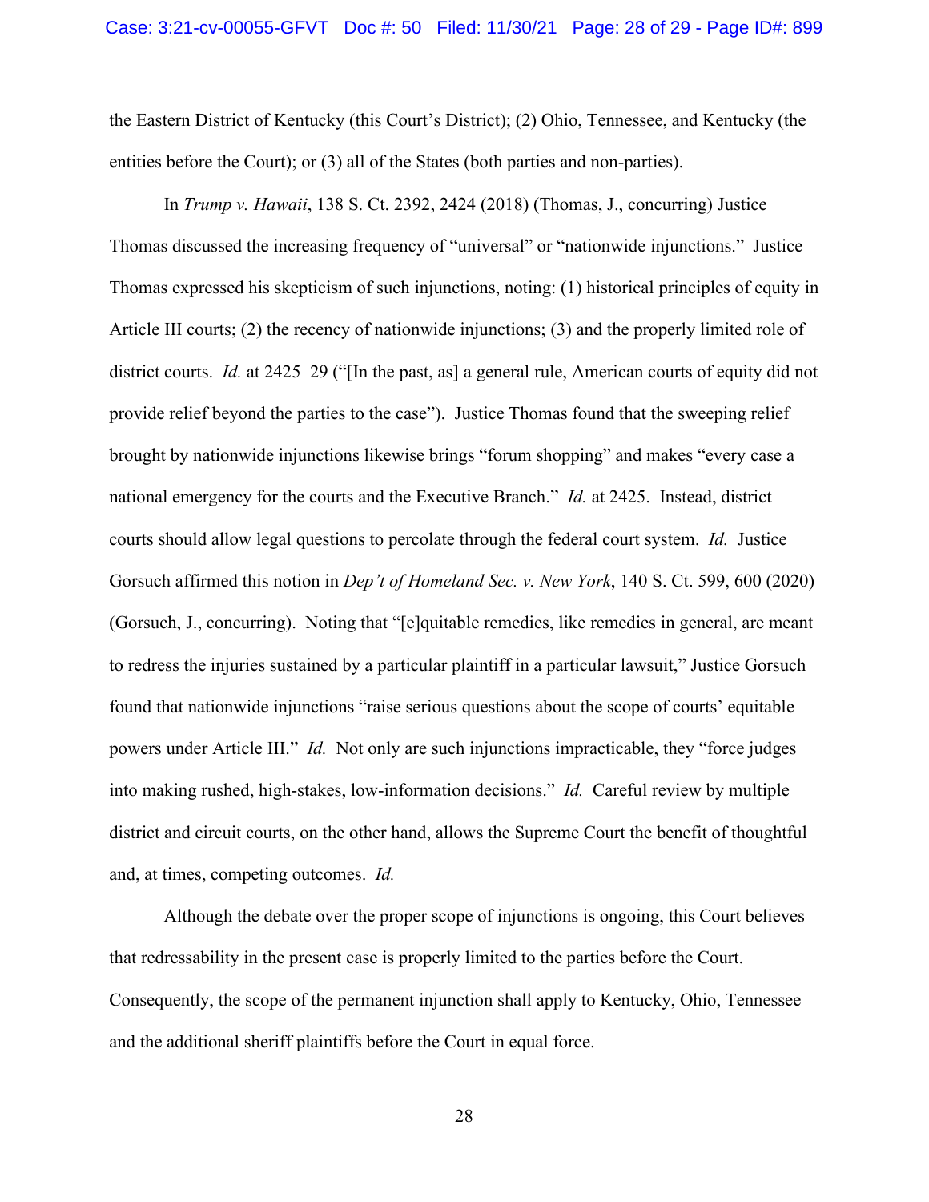the Eastern District of Kentucky (this Court's District); (2) Ohio, Tennessee, and Kentucky (the entities before the Court); or (3) all of the States (both parties and non-parties).

In *Trump v. Hawaii*, 138 S. Ct. 2392, 2424 (2018) (Thomas, J., concurring) Justice Thomas discussed the increasing frequency of "universal" or "nationwide injunctions." Justice Thomas expressed his skepticism of such injunctions, noting: (1) historical principles of equity in Article III courts; (2) the recency of nationwide injunctions; (3) and the properly limited role of district courts. *Id.* at 2425–29 ("[In the past, as] a general rule, American courts of equity did not provide relief beyond the parties to the case"). Justice Thomas found that the sweeping relief brought by nationwide injunctions likewise brings "forum shopping" and makes "every case a national emergency for the courts and the Executive Branch." *Id.* at 2425. Instead, district courts should allow legal questions to percolate through the federal court system. *Id.* Justice Gorsuch affirmed this notion in *Dep't of Homeland Sec. v. New York*, 140 S. Ct. 599, 600 (2020) (Gorsuch, J., concurring). Noting that "[e]quitable remedies, like remedies in general, are meant to redress the injuries sustained by a particular plaintiff in a particular lawsuit," Justice Gorsuch found that nationwide injunctions "raise serious questions about the scope of courts' equitable powers under Article III." *Id.* Not only are such injunctions impracticable, they "force judges into making rushed, high-stakes, low-information decisions." *Id.* Careful review by multiple district and circuit courts, on the other hand, allows the Supreme Court the benefit of thoughtful and, at times, competing outcomes. *Id.*

Although the debate over the proper scope of injunctions is ongoing, this Court believes that redressability in the present case is properly limited to the parties before the Court. Consequently, the scope of the permanent injunction shall apply to Kentucky, Ohio, Tennessee and the additional sheriff plaintiffs before the Court in equal force.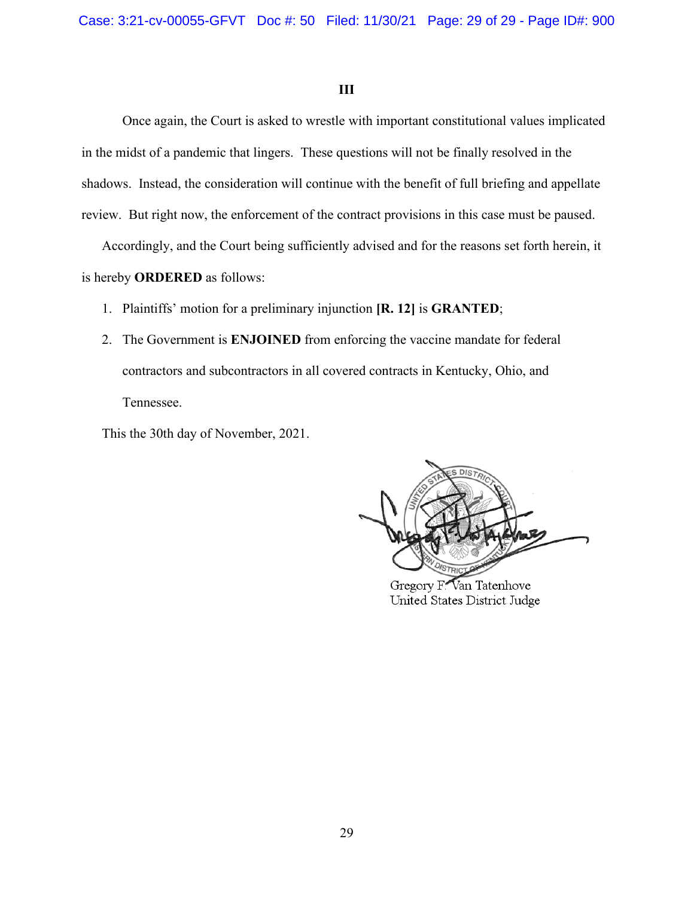### III

Once again, the Court is asked to wrestle with important constitutional values implicated in the midst of a pandemic that lingers. These questions will not be finally resolved in the shadows. Instead, the consideration will continue with the benefit of full briefing and appellate review. But right now, the enforcement of the contract provisions in this case must be paused.

Accordingly, and the Court being sufficiently advised and for the reasons set forth herein, it is hereby **ORDERED** as follows:

1. Plaintiffs' motion for a preliminary injunction **[R. 12]** is **GRANTED**;
2. The Government is **ENJOINED** from enforcing the vaccine mandate for federal contractors and subcontractors in all covered contracts in Kentucky, Ohio, and Tennessee.

This the 30th day of November, 2021.

Gregory F. Van Tatenhove
United States District Judge